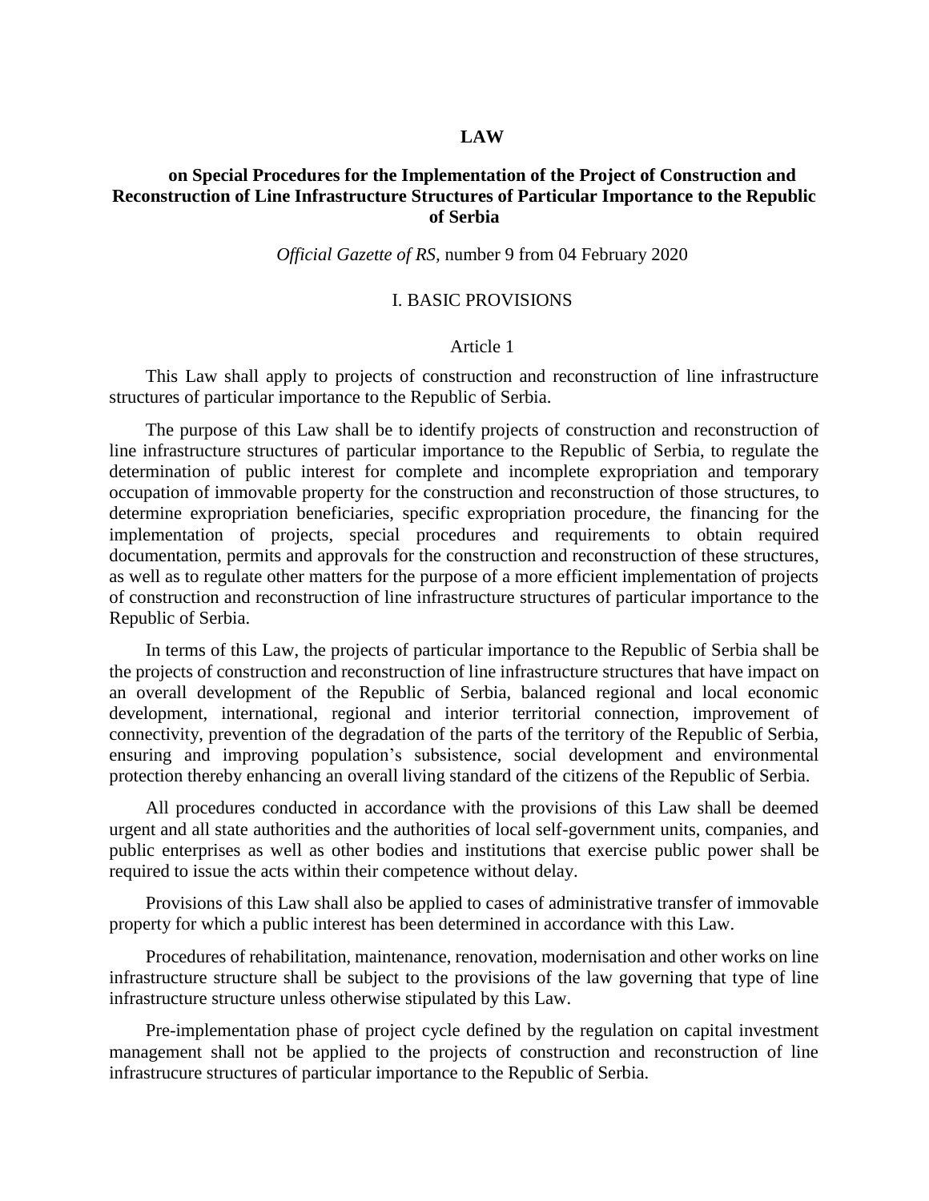# LAW

## on Special Procedures for the Implementation of the Project of Construction and Reconstruction of Line Infrastructure Structures of Particular Importance to the Republic of Serbia

*Official Gazette of RS*, number 9 from 04 February 2020

### I. BASIC PROVISIONS

#### Article 1

This Law shall apply to projects of construction and reconstruction of line infrastructure structures of particular importance to the Republic of Serbia.

The purpose of this Law shall be to identify projects of construction and reconstruction of line infrastructure structures of particular importance to the Republic of Serbia, to regulate the determination of public interest for complete and incomplete expropriation and temporary occupation of immovable property for the construction and reconstruction of those structures, to determine expropriation beneficiaries, specific expropriation procedure, the financing for the implementation of projects, special procedures and requirements to obtain required documentation, permits and approvals for the construction and reconstruction of these structures, as well as to regulate other matters for the purpose of a more efficient implementation of projects of construction and reconstruction of line infrastructure structures of particular importance to the Republic of Serbia.

In terms of this Law, the projects of particular importance to the Republic of Serbia shall be the projects of construction and reconstruction of line infrastructure structures that have impact on an overall development of the Republic of Serbia, balanced regional and local economic development, international, regional and interior territorial connection, improvement of connectivity, prevention of the degradation of the parts of the territory of the Republic of Serbia, ensuring and improving population's subsistence, social development and environmental protection thereby enhancing an overall living standard of the citizens of the Republic of Serbia.

All procedures conducted in accordance with the provisions of this Law shall be deemed urgent and all state authorities and the authorities of local self-government units, companies, and public enterprises as well as other bodies and institutions that exercise public power shall be required to issue the acts within their competence without delay.

Provisions of this Law shall also be applied to cases of administrative transfer of immovable property for which a public interest has been determined in accordance with this Law.

Procedures of rehabilitation, maintenance, renovation, modernisation and other works on line infrastructure structure shall be subject to the provisions of the law governing that type of line infrastructure structure unless otherwise stipulated by this Law.

Pre-implementation phase of project cycle defined by the regulation on capital investment management shall not be applied to the projects of construction and reconstruction of line infrastrucure structures of particular importance to the Republic of Serbia.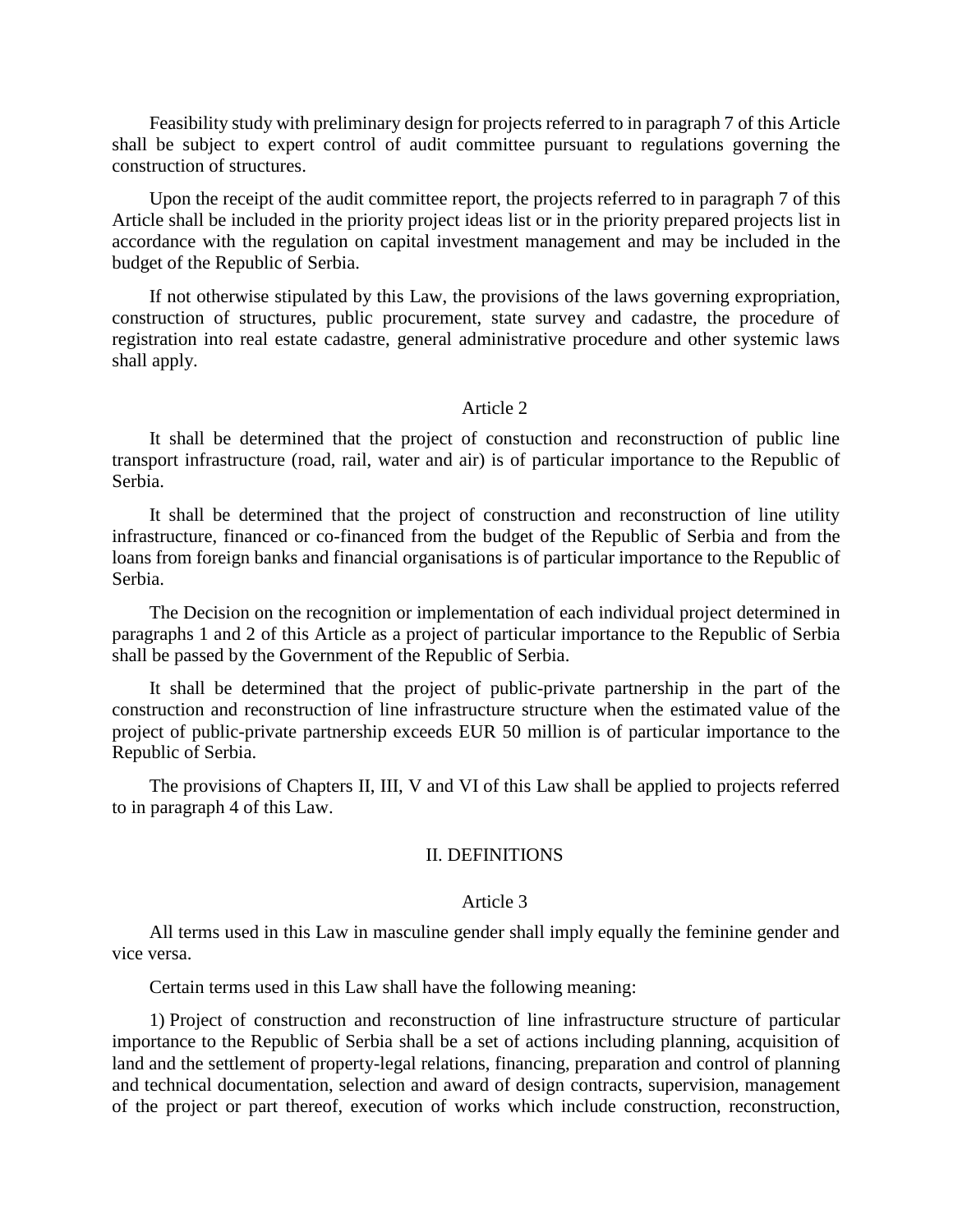Feasibility study with preliminary design for projects referred to in paragraph 7 of this Article shall be subject to expert control of audit committee pursuant to regulations governing the construction of structures.

Upon the receipt of the audit committee report, the projects referred to in paragraph 7 of this Article shall be included in the priority project ideas list or in the priority prepared projects list in accordance with the regulation on capital investment management and may be included in the budget of the Republic of Serbia.

If not otherwise stipulated by this Law, the provisions of the laws governing expropriation, construction of structures, public procurement, state survey and cadastre, the procedure of registration into real estate cadastre, general administrative procedure and other systemic laws shall apply.

### Article 2

It shall be determined that the project of constuction and reconstruction of public line transport infrastructure (road, rail, water and air) is of particular importance to the Republic of Serbia.

It shall be determined that the project of construction and reconstruction of line utility infrastructure, financed or co-financed from the budget of the Republic of Serbia and from the loans from foreign banks and financial organisations is of particular importance to the Republic of Serbia.

The Decision on the recognition or implementation of each individual project determined in paragraphs 1 and 2 of this Article as a project of particular importance to the Republic of Serbia shall be passed by the Government of the Republic of Serbia.

It shall be determined that the project of public-private partnership in the part of the construction and reconstruction of line infrastructure structure when the estimated value of the project of public-private partnership exceeds EUR 50 million is of particular importance to the Republic of Serbia.

The provisions of Chapters II, III, V and VI of this Law shall be applied to projects referred to in paragraph 4 of this Law.

## II. DEFINITIONS

### Article 3

All terms used in this Law in masculine gender shall imply equally the feminine gender and vice versa.

Certain terms used in this Law shall have the following meaning:

1) Project of construction and reconstruction of line infrastructure structure of particular importance to the Republic of Serbia shall be a set of actions including planning, acquisition of land and the settlement of property-legal relations, financing, preparation and control of planning and technical documentation, selection and award of design contracts, supervision, management of the project or part thereof, execution of works which include construction, reconstruction,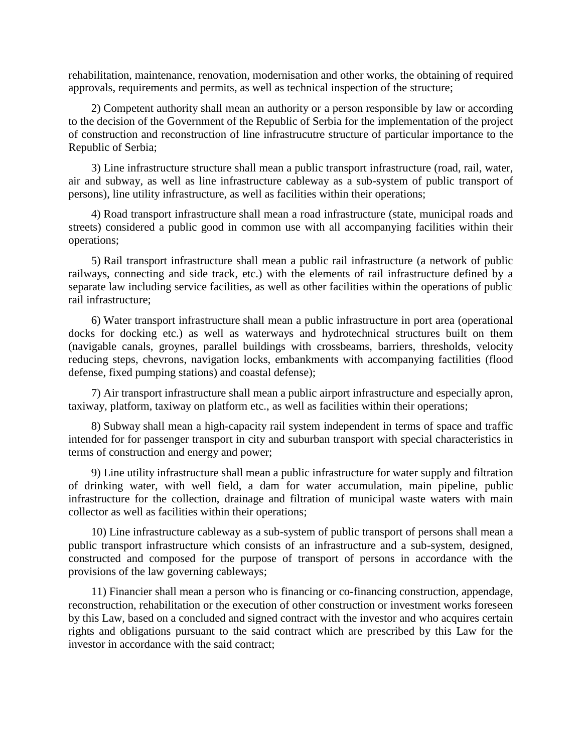rehabilitation, maintenance, renovation, modernisation and other works, the obtaining of required approvals, requirements and permits, as well as technical inspection of the structure;

2) Competent authority shall mean an authority or a person responsible by law or according to the decision of the Government of the Republic of Serbia for the implementation of the project of construction and reconstruction of line infrastrucutre structure of particular importance to the Republic of Serbia;

3) Line infrastructure structure shall mean a public transport infrastructure (road, rail, water, air and subway, as well as line infrastructure cableway as a sub-system of public transport of persons), line utility infrastructure, as well as facilities within their operations;

4) Road transport infrastructure shall mean a road infrastructure (state, municipal roads and streets) considered a public good in common use with all accompanying facilities within their operations;

5) Rail transport infrastructure shall mean a public rail infrastructure (a network of public railways, connecting and side track, etc.) with the elements of rail infrastructure defined by a separate law including service facilities, as well as other facilities within the operations of public rail infrastructure;

6) Water transport infrastructure shall mean a public infrastructure in port area (operational docks for docking etc.) as well as waterways and hydrotechnical structures built on them (navigable canals, groynes, parallel buildings with crossbeams, barriers, thresholds, velocity reducing steps, chevrons, navigation locks, embankments with accompanying factilities (flood defense, fixed pumping stations) and coastal defense);

7) Air transport infrastructure shall mean a public airport infrastructure and especially apron, taxiway, platform, taxiway on platform etc., as well as facilities within their operations;

8) Subway shall mean a high-capacity rail system independent in terms of space and traffic intended for for passenger transport in city and suburban transport with special characteristics in terms of construction and energy and power;

9) Line utility infrastructure shall mean a public infrastructure for water supply and filtration of drinking water, with well field, a dam for water accumulation, main pipeline, public infrastructure for the collection, drainage and filtration of municipal waste waters with main collector as well as facilities within their operations;

10) Line infrastructure cableway as a sub-system of public transport of persons shall mean a public transport infrastructure which consists of an infrastructure and a sub-system, designed, constructed and composed for the purpose of transport of persons in accordance with the provisions of the law governing cableways;

11) Financier shall mean a person who is financing or co-financing construction, appendage, reconstruction, rehabilitation or the execution of other construction or investment works foreseen by this Law, based on a concluded and signed contract with the investor and who acquires certain rights and obligations pursuant to the said contract which are prescribed by this Law for the investor in accordance with the said contract;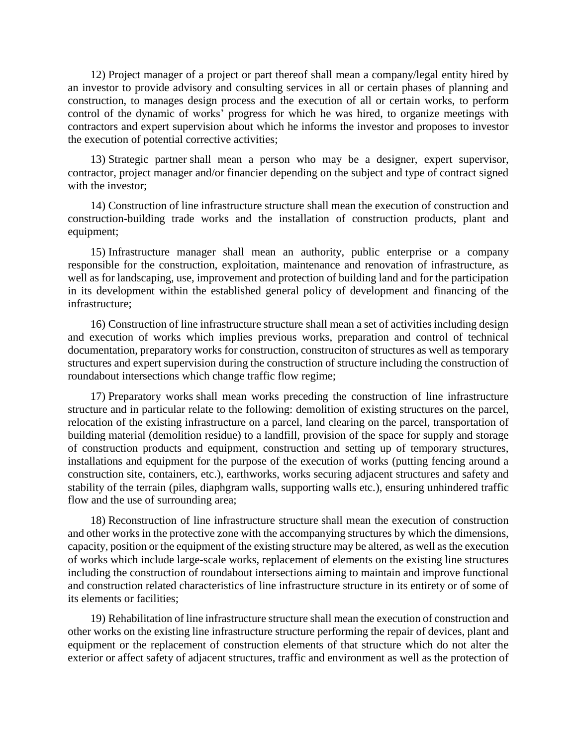12) Project manager of a project or part thereof shall mean a company/legal entity hired by an investor to provide advisory and consulting services in all or certain phases of planning and construction, to manages design process and the execution of all or certain works, to perform control of the dynamic of works' progress for which he was hired, to organize meetings with contractors and expert supervision about which he informs the investor and proposes to investor the execution of potential corrective activities;

13) Strategic partner shall mean a person who may be a designer, expert supervisor, contractor, project manager and/or financier depending on the subject and type of contract signed with the investor;

14) Construction of line infrastructure structure shall mean the execution of construction and construction-building trade works and the installation of construction products, plant and equipment;

15) Infrastructure manager shall mean an authority, public enterprise or a company responsible for the construction, exploitation, maintenance and renovation of infrastructure, as well as for landscaping, use, improvement and protection of building land and for the participation in its development within the established general policy of development and financing of the infrastructure;

16) Construction of line infrastructure structure shall mean a set of activities including design and execution of works which implies previous works, preparation and control of technical documentation, preparatory works for construction, construciton of structures as well as temporary structures and expert supervision during the construction of structure including the construction of roundabout intersections which change traffic flow regime;

17) Preparatory works shall mean works preceding the construction of line infrastructure structure and in particular relate to the following: demolition of existing structures on the parcel, relocation of the existing infrastructure on a parcel, land clearing on the parcel, transportation of building material (demolition residue) to a landfill, provision of the space for supply and storage of construction products and equipment, construction and setting up of temporary structures, installations and equipment for the purpose of the execution of works (putting fencing around a construction site, containers, etc.), earthworks, works securing adjacent structures and safety and stability of the terrain (piles, diaphgram walls, supporting walls etc.), ensuring unhindered traffic flow and the use of surrounding area;

18) Reconstruction of line infrastructure structure shall mean the execution of construction and other works in the protective zone with the accompanying structures by which the dimensions, capacity, position or the equipment of the existing structure may be altered, as well as the execution of works which include large-scale works, replacement of elements on the existing line structures including the construction of roundabout intersections aiming to maintain and improve functional and construction related characteristics of line infrastructure structure in its entirety or of some of its elements or facilities;

19) Rehabilitation of line infrastructure structure shall mean the execution of construction and other works on the existing line infrastructure structure performing the repair of devices, plant and equipment or the replacement of construction elements of that structure which do not alter the exterior or affect safety of adjacent structures, traffic and environment as well as the protection of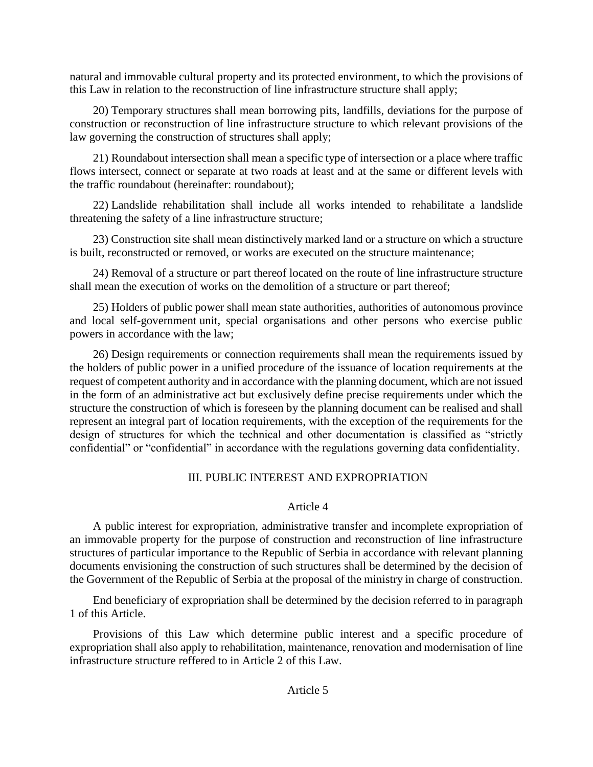natural and immovable cultural property and its protected environment, to which the provisions of this Law in relation to the reconstruction of line infrastructure structure shall apply;

20) Temporary structures shall mean borrowing pits, landfills, deviations for the purpose of construction or reconstruction of line infrastructure structure to which relevant provisions of the law governing the construction of structures shall apply;

21) Roundabout intersection shall mean a specific type of intersection or a place where traffic flows intersect, connect or separate at two roads at least and at the same or different levels with the traffic roundabout (hereinafter: roundabout);

22) Landslide rehabilitation shall include all works intended to rehabilitate a landslide threatening the safety of a line infrastructure structure;

23) Construction site shall mean distinctively marked land or a structure on which a structure is built, reconstructed or removed, or works are executed on the structure maintenance;

24) Removal of a structure or part thereof located on the route of line infrastructure structure shall mean the execution of works on the demolition of a structure or part thereof;

25) Holders of public power shall mean state authorities, authorities of autonomous province and local self-government unit, special organisations and other persons who exercise public powers in accordance with the law;

26) Design requirements or connection requirements shall mean the requirements issued by the holders of public power in a unified procedure of the issuance of location requirements at the request of competent authority and in accordance with the planning document, which are not issued in the form of an administrative act but exclusively define precise requirements under which the structure the construction of which is foreseen by the planning document can be realised and shall represent an integral part of location requirements, with the exception of the requirements for the design of structures for which the technical and other documentation is classified as "strictly confidential" or "confidential" in accordance with the regulations governing data confidentiality.

## III. PUBLIC INTEREST AND EXPROPRIATION

### Article 4

A public interest for expropriation, administrative transfer and incomplete expropriation of an immovable property for the purpose of construction and reconstruction of line infrastructure structures of particular importance to the Republic of Serbia in accordance with relevant planning documents envisioning the construction of such structures shall be determined by the decision of the Government of the Republic of Serbia at the proposal of the ministry in charge of construction.

End beneficiary of expropriation shall be determined by the decision referred to in paragraph 1 of this Article.

Provisions of this Law which determine public interest and a specific procedure of expropriation shall also apply to rehabilitation, maintenance, renovation and modernisation of line infrastructure structure reffered to in Article 2 of this Law.

### Article 5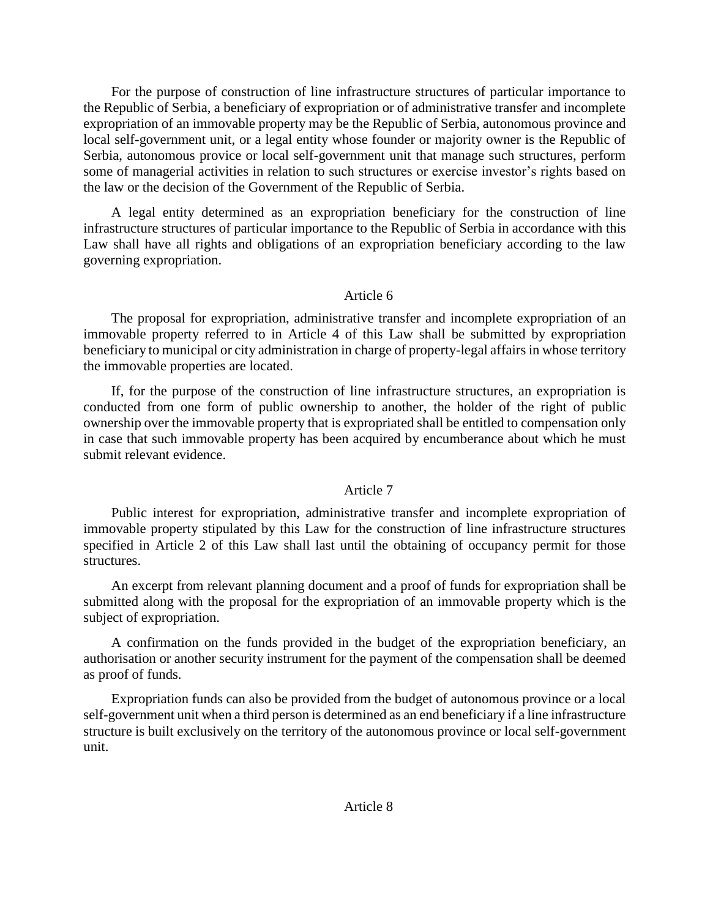For the purpose of construction of line infrastructure structures of particular importance to the Republic of Serbia, a beneficiary of expropriation or of administrative transfer and incomplete expropriation of an immovable property may be the Republic of Serbia, autonomous province and local self-government unit, or a legal entity whose founder or majority owner is the Republic of Serbia, autonomous provice or local self-government unit that manage such structures, perform some of managerial activities in relation to such structures or exercise investor's rights based on the law or the decision of the Government of the Republic of Serbia.

A legal entity determined as an expropriation beneficiary for the construction of line infrastructure structures of particular importance to the Republic of Serbia in accordance with this Law shall have all rights and obligations of an expropriation beneficiary according to the law governing expropriation.

### Article 6

The proposal for expropriation, administrative transfer and incomplete expropriation of an immovable property referred to in Article 4 of this Law shall be submitted by expropriation beneficiary to municipal or city administration in charge of property-legal affairs in whose territory the immovable properties are located.

If, for the purpose of the construction of line infrastructure structures, an expropriation is conducted from one form of public ownership to another, the holder of the right of public ownership over the immovable property that is expropriated shall be entitled to compensation only in case that such immovable property has been acquired by encumberance about which he must submit relevant evidence.

### Article 7

Public interest for expropriation, administrative transfer and incomplete expropriation of immovable property stipulated by this Law for the construction of line infrastructure structures specified in Article 2 of this Law shall last until the obtaining of occupancy permit for those structures.

An excerpt from relevant planning document and a proof of funds for expropriation shall be submitted along with the proposal for the expropriation of an immovable property which is the subject of expropriation.

A confirmation on the funds provided in the budget of the expropriation beneficiary, an authorisation or another security instrument for the payment of the compensation shall be deemed as proof of funds.

Expropriation funds can also be provided from the budget of autonomous province or a local self-government unit when a third person is determined as an end beneficiary if a line infrastructure structure is built exclusively on the territory of the autonomous province or local self-government unit.

### Article 8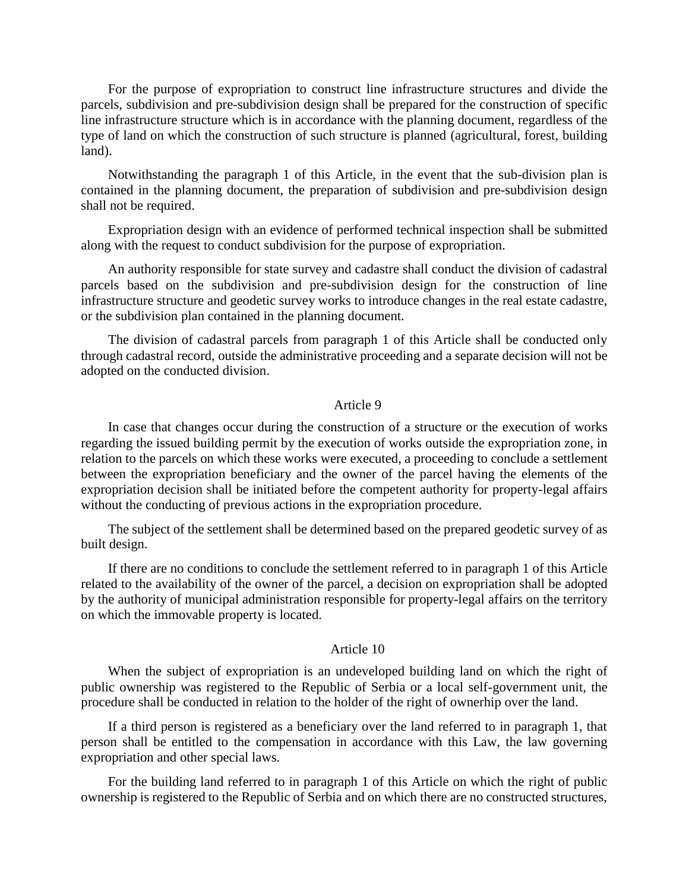For the purpose of expropriation to construct line infrastructure structures and divide the parcels, subdivision and pre-subdivision design shall be prepared for the construction of specific line infrastructure structure which is in accordance with the planning document, regardless of the type of land on which the construction of such structure is planned (agricultural, forest, building land).

Notwithstanding the paragraph 1 of this Article, in the event that the sub-division plan is contained in the planning document, the preparation of subdivision and pre-subdivision design shall not be required.

Expropriation design with an evidence of performed technical inspection shall be submitted along with the request to conduct subdivision for the purpose of expropriation.

An authority responsible for state survey and cadastre shall conduct the division of cadastral parcels based on the subdivision and pre-subdivision design for the construction of line infrastructure structure and geodetic survey works to introduce changes in the real estate cadastre, or the subdivision plan contained in the planning document.

The division of cadastral parcels from paragraph 1 of this Article shall be conducted only through cadastral record, outside the administrative proceeding and a separate decision will not be adopted on the conducted division.

### Article 9

In case that changes occur during the construction of a structure or the execution of works regarding the issued building permit by the execution of works outside the expropriation zone, in relation to the parcels on which these works were executed, a proceeding to conclude a settlement between the expropriation beneficiary and the owner of the parcel having the elements of the expropriation decision shall be initiated before the competent authority for property-legal affairs without the conducting of previous actions in the expropriation procedure.

The subject of the settlement shall be determined based on the prepared geodetic survey of as built design.

If there are no conditions to conclude the settlement referred to in paragraph 1 of this Article related to the availability of the owner of the parcel, a decision on expropriation shall be adopted by the authority of municipal administration responsible for property-legal affairs on the territory on which the immovable property is located.

### Article 10

When the subject of expropriation is an undeveloped building land on which the right of public ownership was registered to the Republic of Serbia or a local self-government unit, the procedure shall be conducted in relation to the holder of the right of ownerhip over the land.

If a third person is registered as a beneficiary over the land referred to in paragraph 1, that person shall be entitled to the compensation in accordance with this Law, the law governing expropriation and other special laws.

For the building land referred to in paragraph 1 of this Article on which the right of public ownership is registered to the Republic of Serbia and on which there are no constructed structures,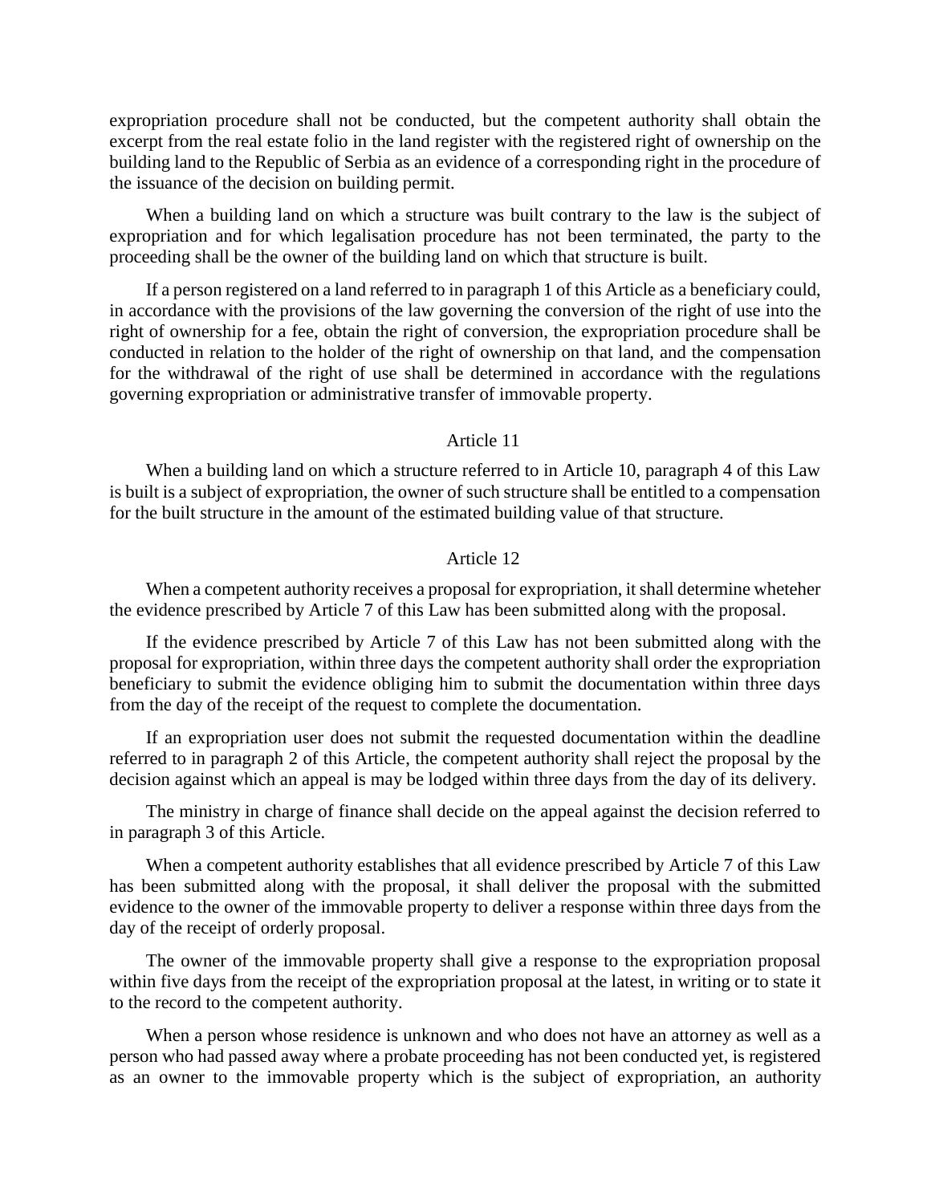expropriation procedure shall not be conducted, but the competent authority shall obtain the excerpt from the real estate folio in the land register with the registered right of ownership on the building land to the Republic of Serbia as an evidence of a corresponding right in the procedure of the issuance of the decision on building permit.

When a building land on which a structure was built contrary to the law is the subject of expropriation and for which legalisation procedure has not been terminated, the party to the proceeding shall be the owner of the building land on which that structure is built.

If a person registered on a land referred to in paragraph 1 of this Article as a beneficiary could, in accordance with the provisions of the law governing the conversion of the right of use into the right of ownership for a fee, obtain the right of conversion, the expropriation procedure shall be conducted in relation to the holder of the right of ownership on that land, and the compensation for the withdrawal of the right of use shall be determined in accordance with the regulations governing expropriation or administrative transfer of immovable property.

Article 11

When a building land on which a structure referred to in Article 10, paragraph 4 of this Law is built is a subject of expropriation, the owner of such structure shall be entitled to a compensation for the built structure in the amount of the estimated building value of that structure.

Article 12

When a competent authority receives a proposal for expropriation, it shall determine wheteher the evidence prescribed by Article 7 of this Law has been submitted along with the proposal.

If the evidence prescribed by Article 7 of this Law has not been submitted along with the proposal for expropriation, within three days the competent authority shall order the expropriation beneficiary to submit the evidence obliging him to submit the documentation within three days from the day of the receipt of the request to complete the documentation.

If an expropriation user does not submit the requested documentation within the deadline referred to in paragraph 2 of this Article, the competent authority shall reject the proposal by the decision against which an appeal is may be lodged within three days from the day of its delivery.

The ministry in charge of finance shall decide on the appeal against the decision referred to in paragraph 3 of this Article.

When a competent authority establishes that all evidence prescribed by Article 7 of this Law has been submitted along with the proposal, it shall deliver the proposal with the submitted evidence to the owner of the immovable property to deliver a response within three days from the day of the receipt of orderly proposal.

The owner of the immovable property shall give a response to the expropriation proposal within five days from the receipt of the expropriation proposal at the latest, in writing or to state it to the record to the competent authority.

When a person whose residence is unknown and who does not have an attorney as well as a person who had passed away where a probate proceeding has not been conducted yet, is registered as an owner to the immovable property which is the subject of expropriation, an authority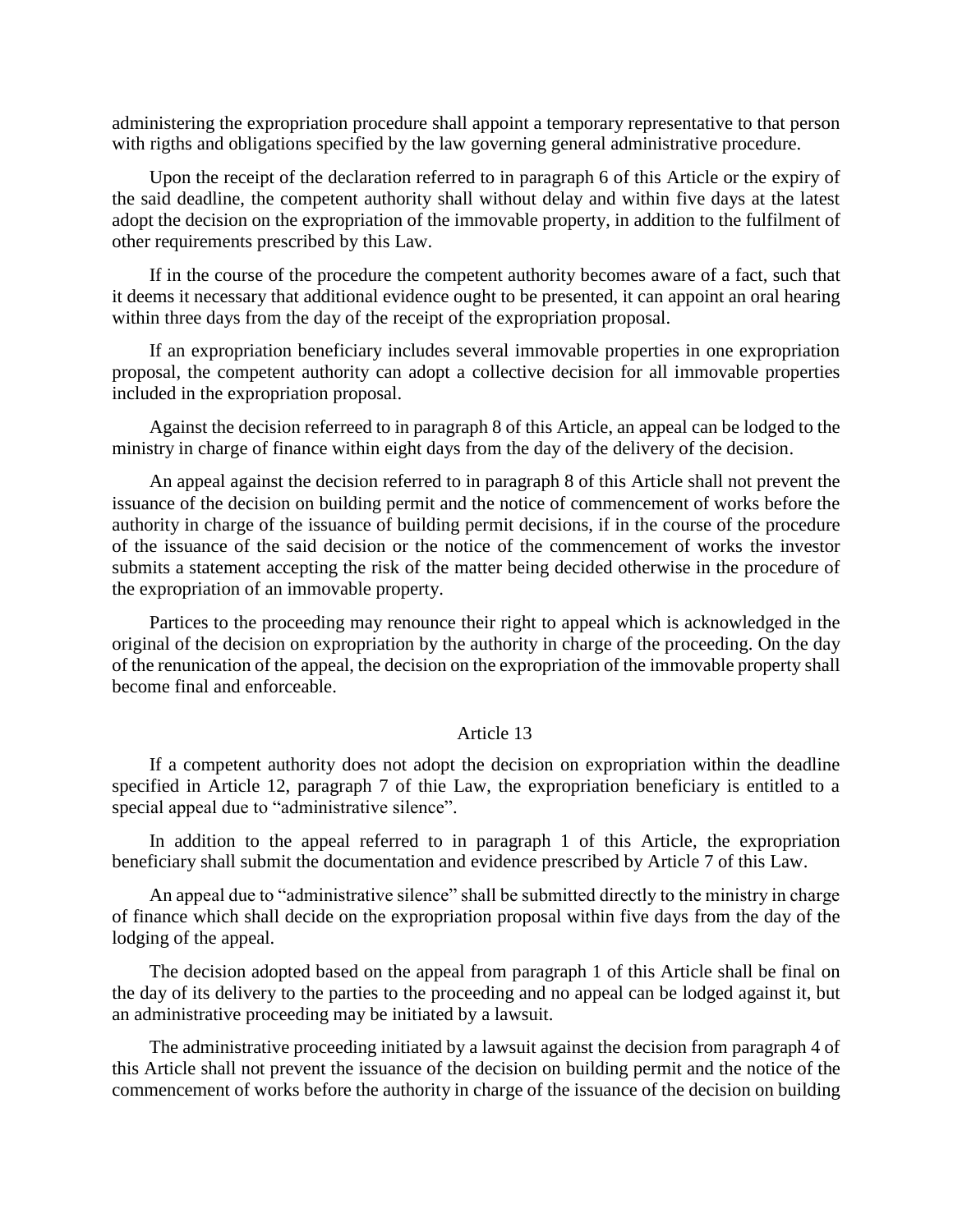administering the expropriation procedure shall appoint a temporary representative to that person with rigths and obligations specified by the law governing general administrative procedure.

Upon the receipt of the declaration referred to in paragraph 6 of this Article or the expiry of the said deadline, the competent authority shall without delay and within five days at the latest adopt the decision on the expropriation of the immovable property, in addition to the fulfilment of other requirements prescribed by this Law.

If in the course of the procedure the competent authority becomes aware of a fact, such that it deems it necessary that additional evidence ought to be presented, it can appoint an oral hearing within three days from the day of the receipt of the expropriation proposal.

If an expropriation beneficiary includes several immovable properties in one expropriation proposal, the competent authority can adopt a collective decision for all immovable properties included in the expropriation proposal.

Against the decision referreed to in paragraph 8 of this Article, an appeal can be lodged to the ministry in charge of finance within eight days from the day of the delivery of the decision.

An appeal against the decision referred to in paragraph 8 of this Article shall not prevent the issuance of the decision on building permit and the notice of commencement of works before the authority in charge of the issuance of building permit decisions, if in the course of the procedure of the issuance of the said decision or the notice of the commencement of works the investor submits a statement accepting the risk of the matter being decided otherwise in the procedure of the expropriation of an immovable property.

Partices to the proceeding may renounce their right to appeal which is acknowledged in the original of the decision on expropriation by the authority in charge of the proceeding. On the day of the renunication of the appeal, the decision on the expropriation of the immovable property shall become final and enforceable.

### Article 13

If a competent authority does not adopt the decision on expropriation within the deadline specified in Article 12, paragraph 7 of thie Law, the expropriation beneficiary is entitled to a special appeal due to "administrative silence".

In addition to the appeal referred to in paragraph 1 of this Article, the expropriation beneficiary shall submit the documentation and evidence prescribed by Article 7 of this Law.

An appeal due to "administrative silence" shall be submitted directly to the ministry in charge of finance which shall decide on the expropriation proposal within five days from the day of the lodging of the appeal.

The decision adopted based on the appeal from paragraph 1 of this Article shall be final on the day of its delivery to the parties to the proceeding and no appeal can be lodged against it, but an administrative proceeding may be initiated by a lawsuit.

The administrative proceeding initiated by a lawsuit against the decision from paragraph 4 of this Article shall not prevent the issuance of the decision on building permit and the notice of the commencement of works before the authority in charge of the issuance of the decision on building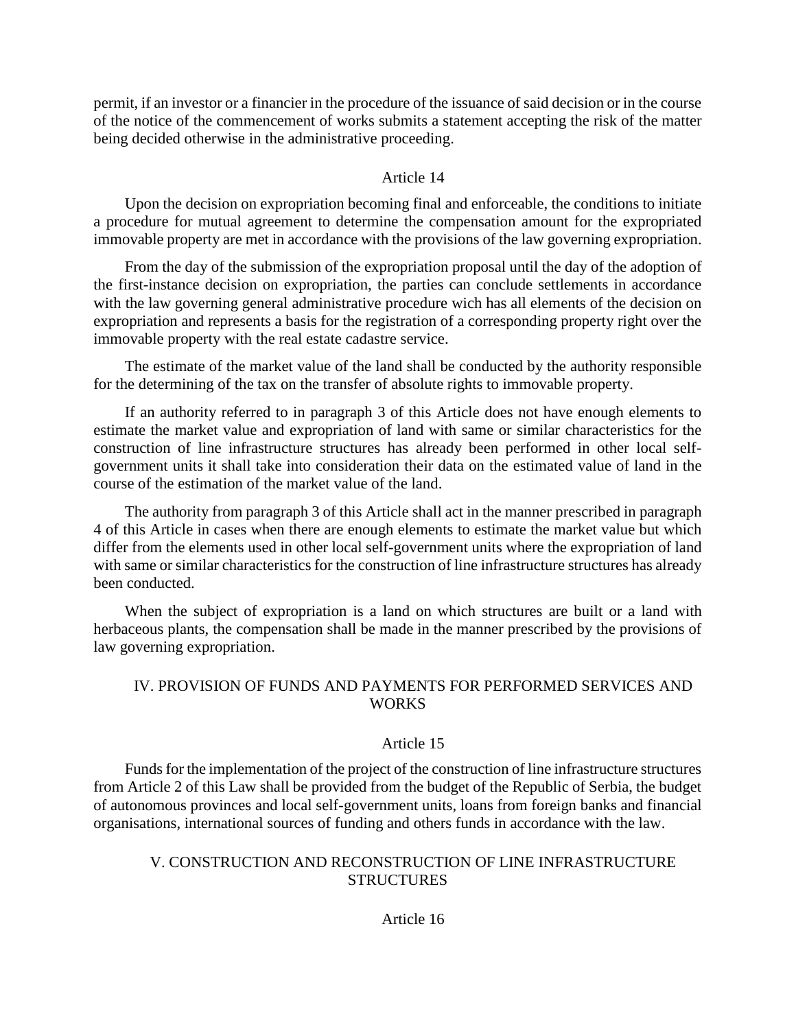permit, if an investor or a financier in the procedure of the issuance of said decision or in the course of the notice of the commencement of works submits a statement accepting the risk of the matter being decided otherwise in the administrative proceeding.

Article 14

Upon the decision on expropriation becoming final and enforceable, the conditions to initiate a procedure for mutual agreement to determine the compensation amount for the expropriated immovable property are met in accordance with the provisions of the law governing expropriation.

From the day of the submission of the expropriation proposal until the day of the adoption of the first-instance decision on expropriation, the parties can conclude settlements in accordance with the law governing general administrative procedure wich has all elements of the decision on expropriation and represents a basis for the registration of a corresponding property right over the immovable property with the real estate cadastre service.

The estimate of the market value of the land shall be conducted by the authority responsible for the determining of the tax on the transfer of absolute rights to immovable property.

If an authority referred to in paragraph 3 of this Article does not have enough elements to estimate the market value and expropriation of land with same or similar characteristics for the construction of line infrastructure structures has already been performed in other local self-government units it shall take into consideration their data on the estimated value of land in the course of the estimation of the market value of the land.

The authority from paragraph 3 of this Article shall act in the manner prescribed in paragraph 4 of this Article in cases when there are enough elements to estimate the market value but which differ from the elements used in other local self-government units where the expropriation of land with same or similar characteristics for the construction of line infrastructure structures has already been conducted.

When the subject of expropriation is a land on which structures are built or a land with herbaceous plants, the compensation shall be made in the manner prescribed by the provisions of law governing expropriation.

## IV. PROVISION OF FUNDS AND PAYMENTS FOR PERFORMED SERVICES AND WORKS

Article 15

Funds for the implementation of the project of the construction of line infrastructure structures from Article 2 of this Law shall be provided from the budget of the Republic of Serbia, the budget of autonomous provinces and local self-government units, loans from foreign banks and financial organisations, international sources of funding and others funds in accordance with the law.

## V. CONSTRUCTION AND RECONSTRUCTION OF LINE INFRASTRUCTURE STRUCTURES

Article 16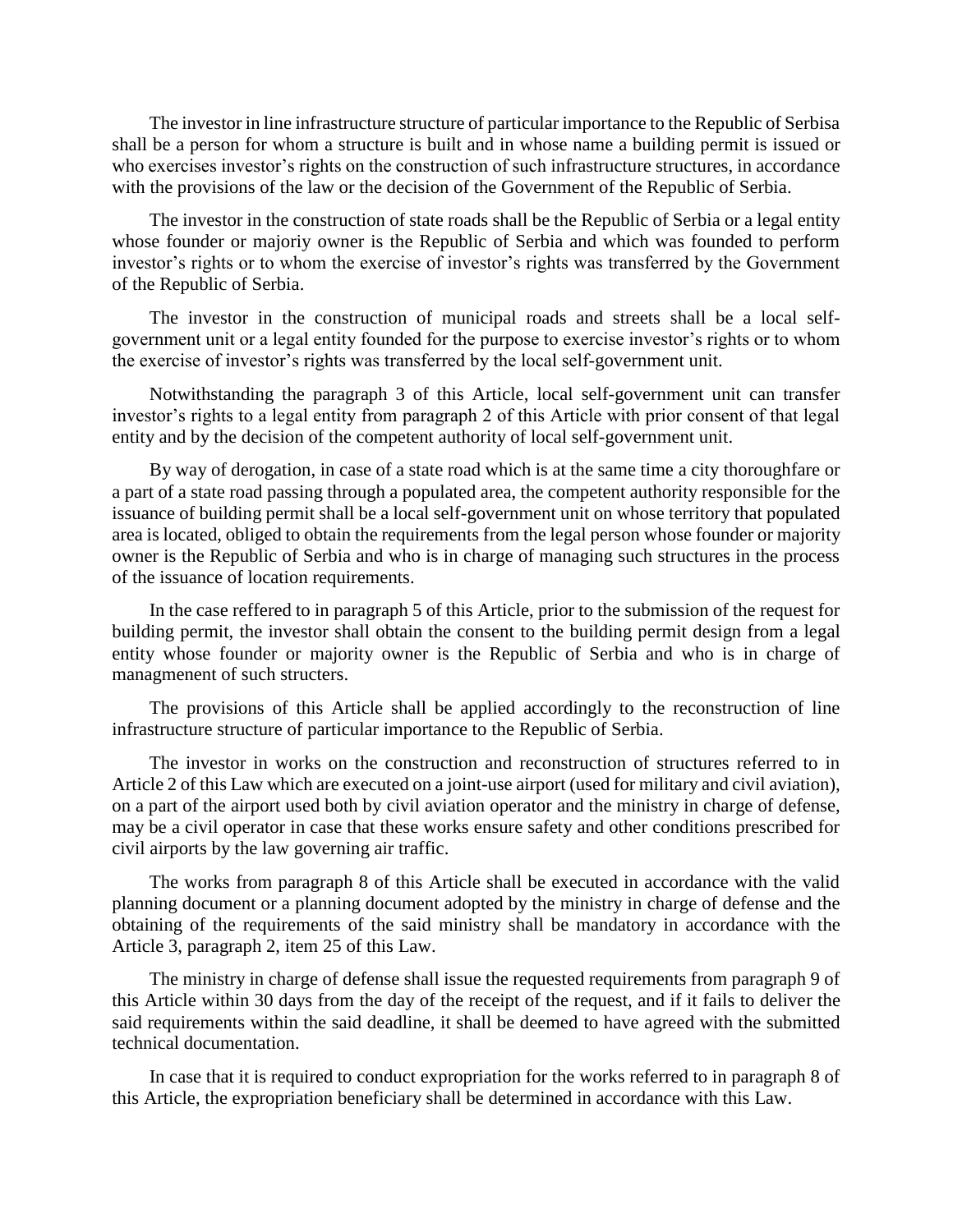The investor in line infrastructure structure of particular importance to the Republic of Serbisa shall be a person for whom a structure is built and in whose name a building permit is issued or who exercises investor's rights on the construction of such infrastructure structures, in accordance with the provisions of the law or the decision of the Government of the Republic of Serbia.

The investor in the construction of state roads shall be the Republic of Serbia or a legal entity whose founder or majoriy owner is the Republic of Serbia and which was founded to perform investor's rights or to whom the exercise of investor's rights was transferred by the Government of the Republic of Serbia.

The investor in the construction of municipal roads and streets shall be a local self-government unit or a legal entity founded for the purpose to exercise investor's rights or to whom the exercise of investor's rights was transferred by the local self-government unit.

Notwithstanding the paragraph 3 of this Article, local self-government unit can transfer investor's rights to a legal entity from paragraph 2 of this Article with prior consent of that legal entity and by the decision of the competent authority of local self-government unit.

By way of derogation, in case of a state road which is at the same time a city thoroughfare or a part of a state road passing through a populated area, the competent authority responsible for the issuance of building permit shall be a local self-government unit on whose territory that populated area is located, obliged to obtain the requirements from the legal person whose founder or majority owner is the Republic of Serbia and who is in charge of managing such structures in the process of the issuance of location requirements.

In the case reffered to in paragraph 5 of this Article, prior to the submission of the request for building permit, the investor shall obtain the consent to the building permit design from a legal entity whose founder or majority owner is the Republic of Serbia and who is in charge of managmenent of such structers.

The provisions of this Article shall be applied accordingly to the reconstruction of line infrastructure structure of particular importance to the Republic of Serbia.

The investor in works on the construction and reconstruction of structures referred to in Article 2 of this Law which are executed on a joint-use airport (used for military and civil aviation), on a part of the airport used both by civil aviation operator and the ministry in charge of defense, may be a civil operator in case that these works ensure safety and other conditions prescribed for civil airports by the law governing air traffic.

The works from paragraph 8 of this Article shall be executed in accordance with the valid planning document or a planning document adopted by the ministry in charge of defense and the obtaining of the requirements of the said ministry shall be mandatory in accordance with the Article 3, paragraph 2, item 25 of this Law.

The ministry in charge of defense shall issue the requested requirements from paragraph 9 of this Article within 30 days from the day of the receipt of the request, and if it fails to deliver the said requirements within the said deadline, it shall be deemed to have agreed with the submitted technical documentation.

In case that it is required to conduct expropriation for the works referred to in paragraph 8 of this Article, the expropriation beneficiary shall be determined in accordance with this Law.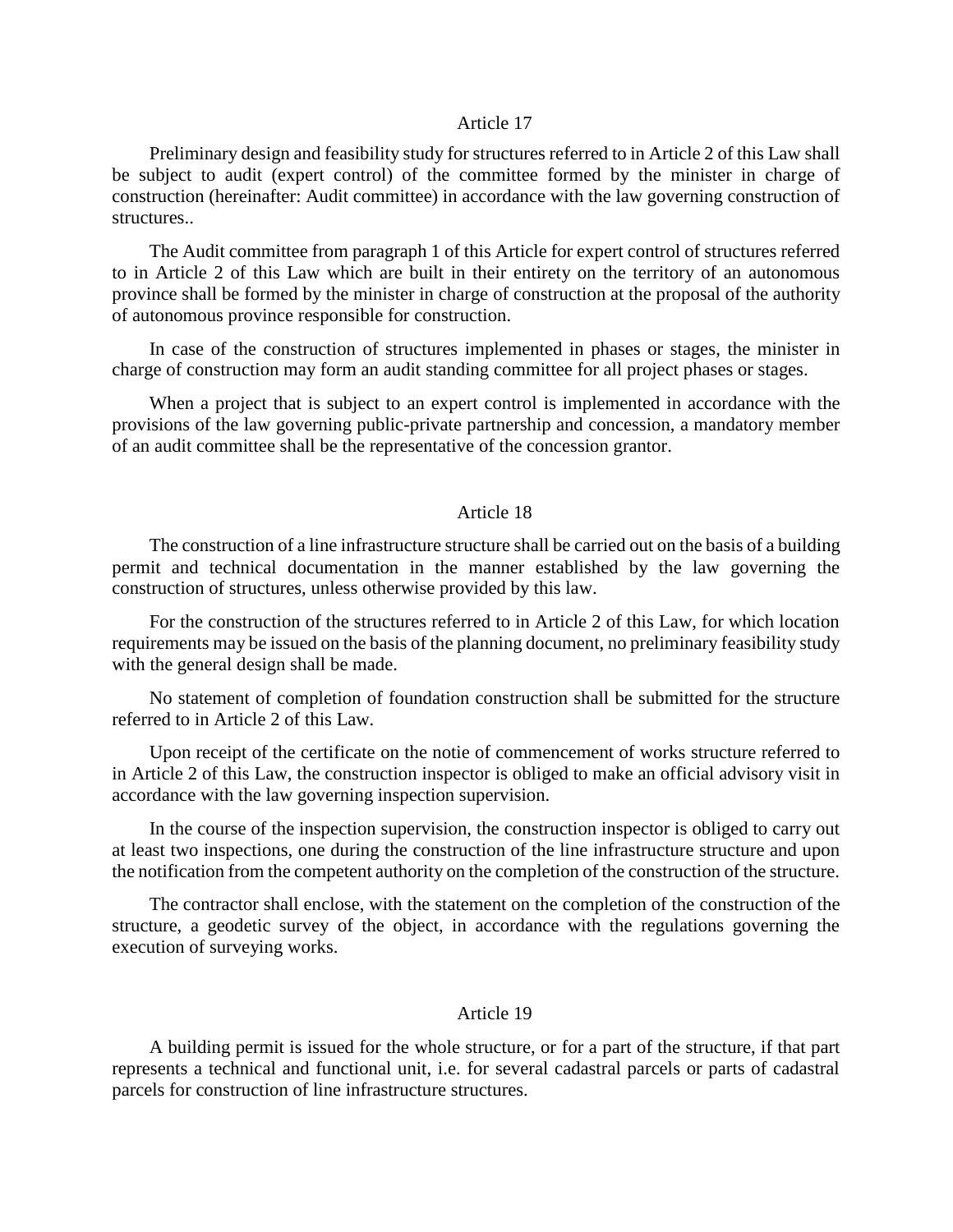### Article 17

Preliminary design and feasibility study for structures referred to in Article 2 of this Law shall be subject to audit (expert control) of the committee formed by the minister in charge of construction (hereinafter: Audit committee) in accordance with the law governing construction of structures..

The Audit committee from paragraph 1 of this Article for expert control of structures referred to in Article 2 of this Law which are built in their entirety on the territory of an autonomous province shall be formed by the minister in charge of construction at the proposal of the authority of autonomous province responsible for construction.

In case of the construction of structures implemented in phases or stages, the minister in charge of construction may form an audit standing committee for all project phases or stages.

When a project that is subject to an expert control is implemented in accordance with the provisions of the law governing public-private partnership and concession, a mandatory member of an audit committee shall be the representative of the concession grantor.

### Article 18

The construction of a line infrastructure structure shall be carried out on the basis of a building permit and technical documentation in the manner established by the law governing the construction of structures, unless otherwise provided by this law.

For the construction of the structures referred to in Article 2 of this Law, for which location requirements may be issued on the basis of the planning document, no preliminary feasibility study with the general design shall be made.

No statement of completion of foundation construction shall be submitted for the structure referred to in Article 2 of this Law.

Upon receipt of the certificate on the notie of commencement of works structure referred to in Article 2 of this Law, the construction inspector is obliged to make an official advisory visit in accordance with the law governing inspection supervision.

In the course of the inspection supervision, the construction inspector is obliged to carry out at least two inspections, one during the construction of the line infrastructure structure and upon the notification from the competent authority on the completion of the construction of the structure.

The contractor shall enclose, with the statement on the completion of the construction of the structure, a geodetic survey of the object, in accordance with the regulations governing the execution of surveying works.

### Article 19

A building permit is issued for the whole structure, or for a part of the structure, if that part represents a technical and functional unit, i.e. for several cadastral parcels or parts of cadastral parcels for construction of line infrastructure structures.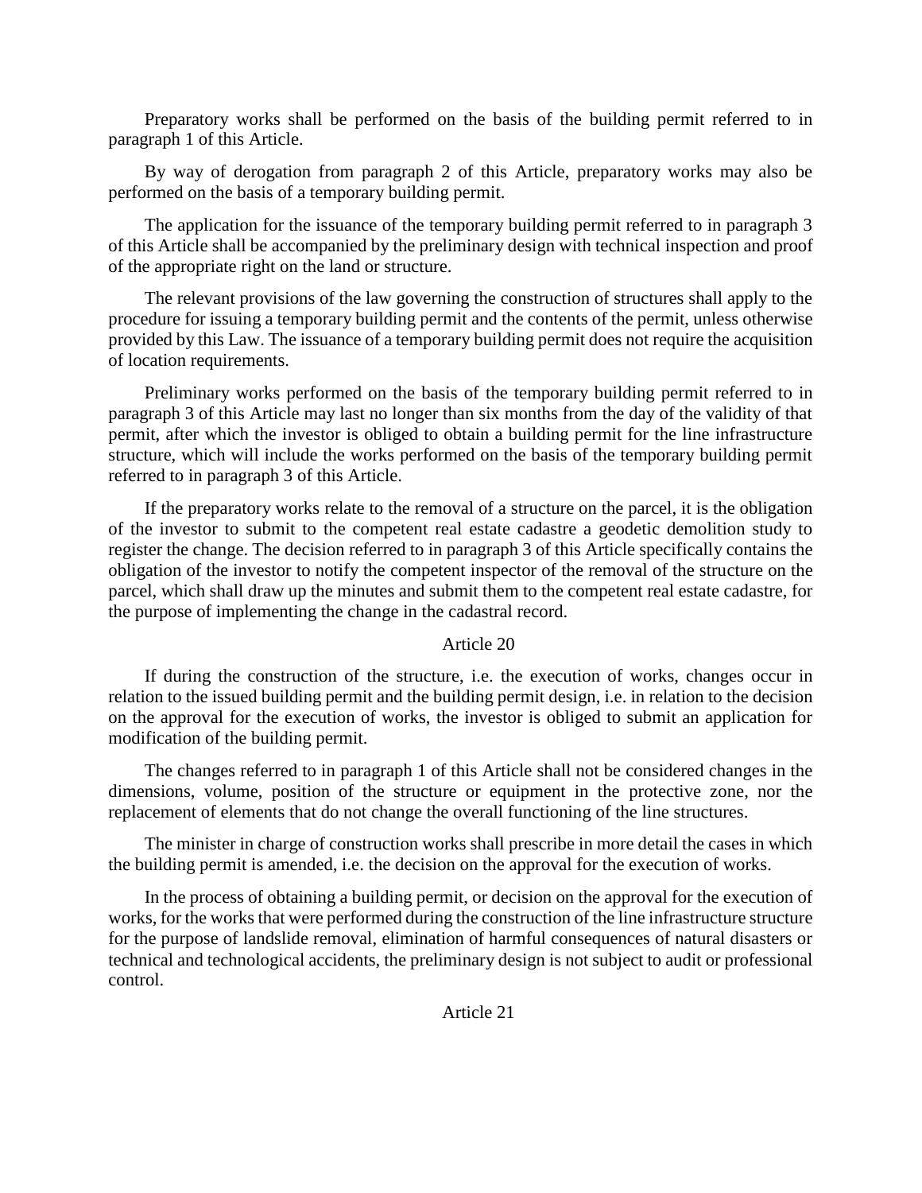Preparatory works shall be performed on the basis of the building permit referred to in paragraph 1 of this Article.

By way of derogation from paragraph 2 of this Article, preparatory works may also be performed on the basis of a temporary building permit.

The application for the issuance of the temporary building permit referred to in paragraph 3 of this Article shall be accompanied by the preliminary design with technical inspection and proof of the appropriate right on the land or structure.

The relevant provisions of the law governing the construction of structures shall apply to the procedure for issuing a temporary building permit and the contents of the permit, unless otherwise provided by this Law. The issuance of a temporary building permit does not require the acquisition of location requirements.

Preliminary works performed on the basis of the temporary building permit referred to in paragraph 3 of this Article may last no longer than six months from the day of the validity of that permit, after which the investor is obliged to obtain a building permit for the line infrastructure structure, which will include the works performed on the basis of the temporary building permit referred to in paragraph 3 of this Article.

If the preparatory works relate to the removal of a structure on the parcel, it is the obligation of the investor to submit to the competent real estate cadastre a geodetic demolition study to register the change. The decision referred to in paragraph 3 of this Article specifically contains the obligation of the investor to notify the competent inspector of the removal of the structure on the parcel, which shall draw up the minutes and submit them to the competent real estate cadastre, for the purpose of implementing the change in the cadastral record.

Article 20

If during the construction of the structure, i.e. the execution of works, changes occur in relation to the issued building permit and the building permit design, i.e. in relation to the decision on the approval for the execution of works, the investor is obliged to submit an application for modification of the building permit.

The changes referred to in paragraph 1 of this Article shall not be considered changes in the dimensions, volume, position of the structure or equipment in the protective zone, nor the replacement of elements that do not change the overall functioning of the line structures.

The minister in charge of construction works shall prescribe in more detail the cases in which the building permit is amended, i.e. the decision on the approval for the execution of works.

In the process of obtaining a building permit, or decision on the approval for the execution of works, for the works that were performed during the construction of the line infrastructure structure for the purpose of landslide removal, elimination of harmful consequences of natural disasters or technical and technological accidents, the preliminary design is not subject to audit or professional control.

Article 21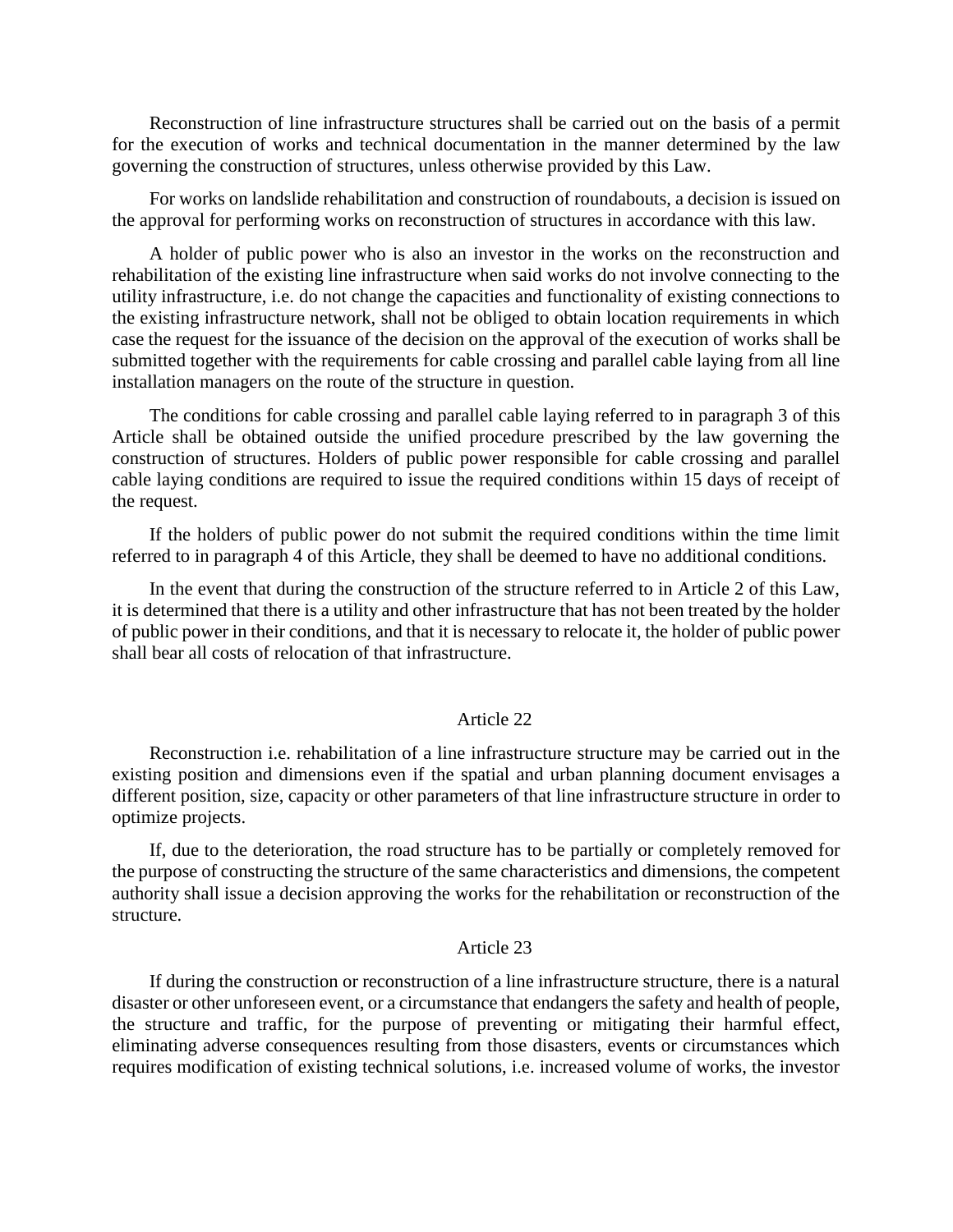Reconstruction of line infrastructure structures shall be carried out on the basis of a permit for the execution of works and technical documentation in the manner determined by the law governing the construction of structures, unless otherwise provided by this Law.

For works on landslide rehabilitation and construction of roundabouts, a decision is issued on the approval for performing works on reconstruction of structures in accordance with this law.

A holder of public power who is also an investor in the works on the reconstruction and rehabilitation of the existing line infrastructure when said works do not involve connecting to the utility infrastructure, i.e. do not change the capacities and functionality of existing connections to the existing infrastructure network, shall not be obliged to obtain location requirements in which case the request for the issuance of the decision on the approval of the execution of works shall be submitted together with the requirements for cable crossing and parallel cable laying from all line installation managers on the route of the structure in question.

The conditions for cable crossing and parallel cable laying referred to in paragraph 3 of this Article shall be obtained outside the unified procedure prescribed by the law governing the construction of structures. Holders of public power responsible for cable crossing and parallel cable laying conditions are required to issue the required conditions within 15 days of receipt of the request.

If the holders of public power do not submit the required conditions within the time limit referred to in paragraph 4 of this Article, they shall be deemed to have no additional conditions.

In the event that during the construction of the structure referred to in Article 2 of this Law, it is determined that there is a utility and other infrastructure that has not been treated by the holder of public power in their conditions, and that it is necessary to relocate it, the holder of public power shall bear all costs of relocation of that infrastructure.

### Article 22

Reconstruction i.e. rehabilitation of a line infrastructure structure may be carried out in the existing position and dimensions even if the spatial and urban planning document envisages a different position, size, capacity or other parameters of that line infrastructure structure in order to optimize projects.

If, due to the deterioration, the road structure has to be partially or completely removed for the purpose of constructing the structure of the same characteristics and dimensions, the competent authority shall issue a decision approving the works for the rehabilitation or reconstruction of the structure.

### Article 23

If during the construction or reconstruction of a line infrastructure structure, there is a natural disaster or other unforeseen event, or a circumstance that endangers the safety and health of people, the structure and traffic, for the purpose of preventing or mitigating their harmful effect, eliminating adverse consequences resulting from those disasters, events or circumstances which requires modification of existing technical solutions, i.e. increased volume of works, the investor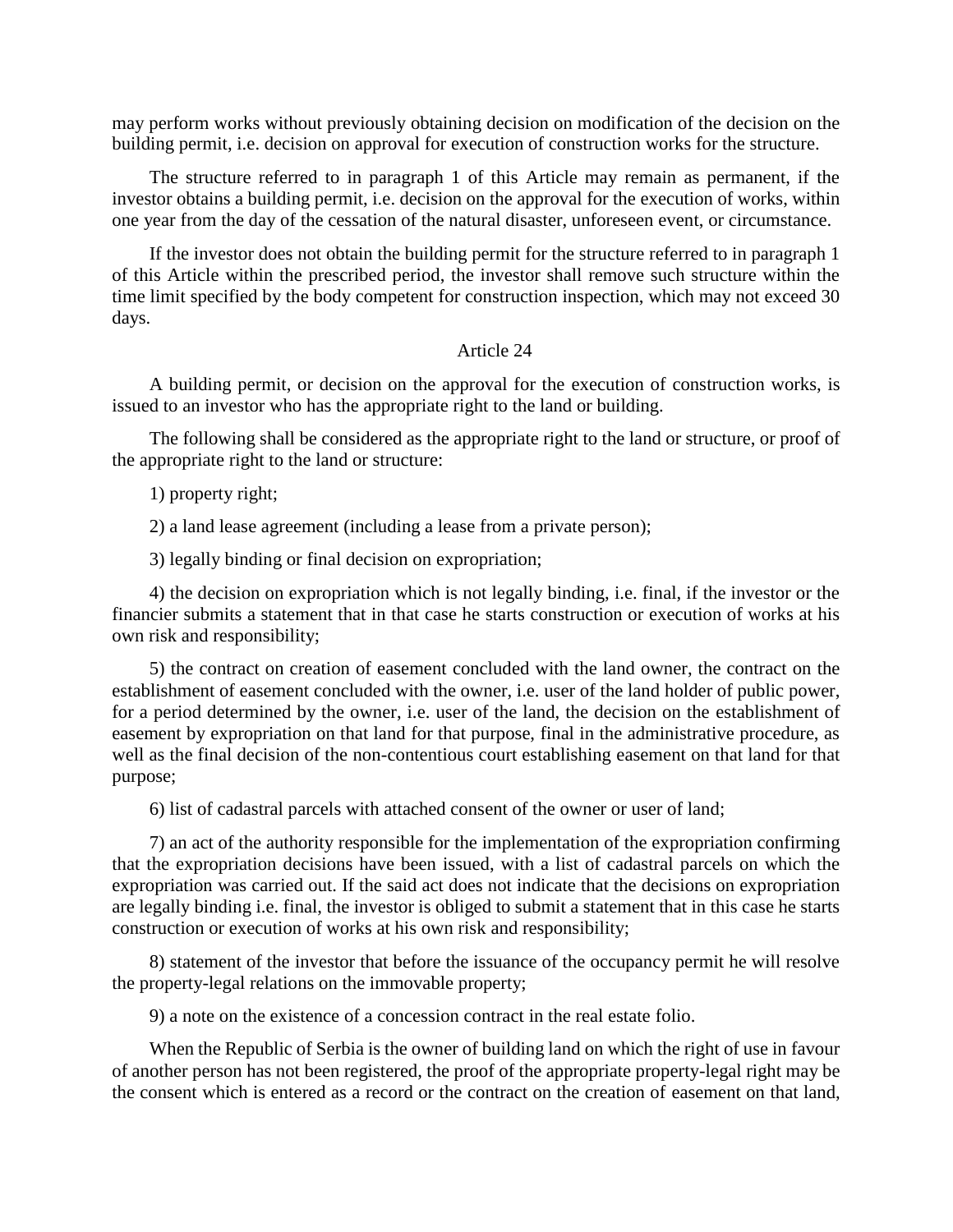may perform works without previously obtaining decision on modification of the decision on the building permit, i.e. decision on approval for execution of construction works for the structure.

The structure referred to in paragraph 1 of this Article may remain as permanent, if the investor obtains a building permit, i.e. decision on the approval for the execution of works, within one year from the day of the cessation of the natural disaster, unforeseen event, or circumstance.

If the investor does not obtain the building permit for the structure referred to in paragraph 1 of this Article within the prescribed period, the investor shall remove such structure within the time limit specified by the body competent for construction inspection, which may not exceed 30 days.

### Article 24

A building permit, or decision on the approval for the execution of construction works, is issued to an investor who has the appropriate right to the land or building.

The following shall be considered as the appropriate right to the land or structure, or proof of the appropriate right to the land or structure:

1) property right;

2) a land lease agreement (including a lease from a private person);

3) legally binding or final decision on expropriation;

4) the decision on expropriation which is not legally binding, i.e. final, if the investor or the financier submits a statement that in that case he starts construction or execution of works at his own risk and responsibility;

5) the contract on creation of easement concluded with the land owner, the contract on the establishment of easement concluded with the owner, i.e. user of the land holder of public power, for a period determined by the owner, i.e. user of the land, the decision on the establishment of easement by expropriation on that land for that purpose, final in the administrative procedure, as well as the final decision of the non-contentious court establishing easement on that land for that purpose;

6) list of cadastral parcels with attached consent of the owner or user of land;

7) an act of the authority responsible for the implementation of the expropriation confirming that the expropriation decisions have been issued, with a list of cadastral parcels on which the expropriation was carried out. If the said act does not indicate that the decisions on expropriation are legally binding i.e. final, the investor is obliged to submit a statement that in this case he starts construction or execution of works at his own risk and responsibility;

8) statement of the investor that before the issuance of the occupancy permit he will resolve the property-legal relations on the immovable property;

9) a note on the existence of a concession contract in the real estate folio.

When the Republic of Serbia is the owner of building land on which the right of use in favour of another person has not been registered, the proof of the appropriate property-legal right may be the consent which is entered as a record or the contract on the creation of easement on that land,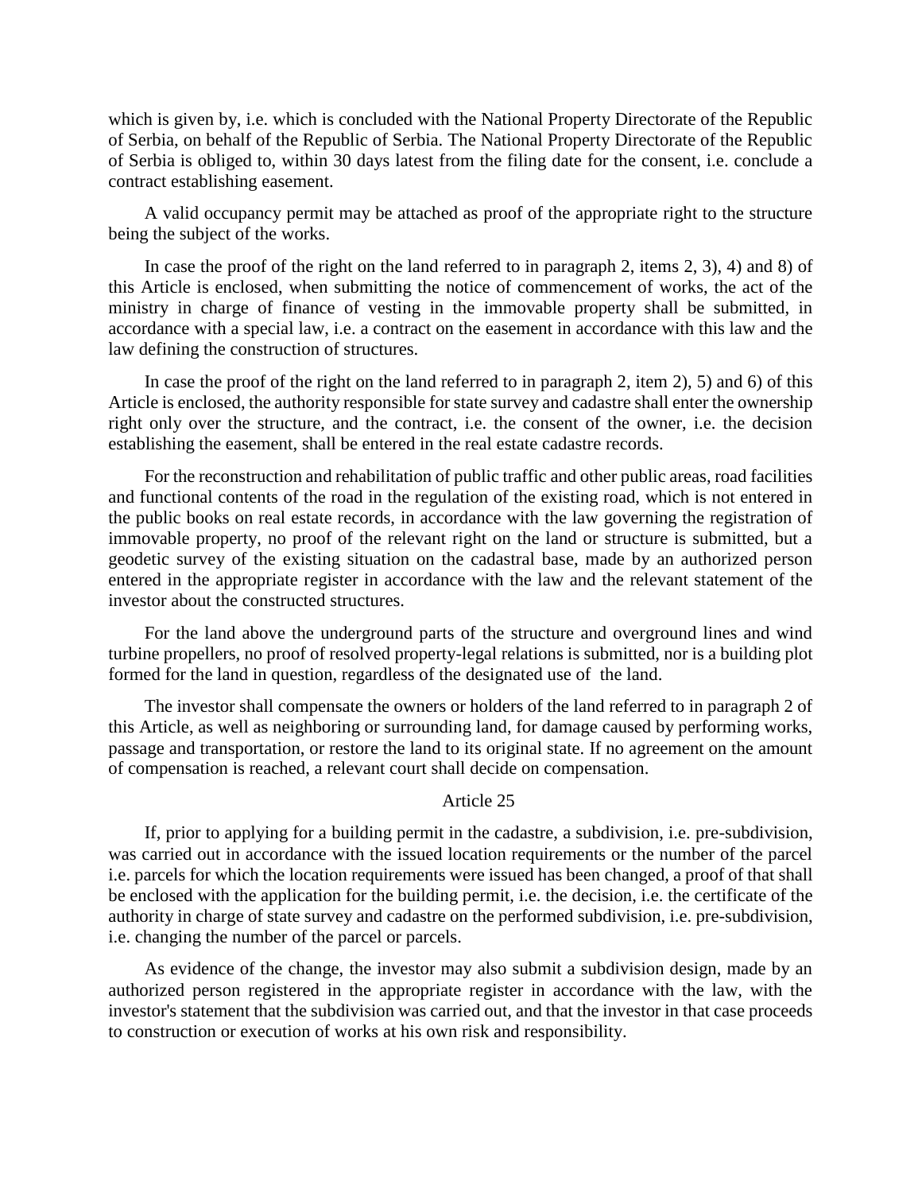which is given by, i.e. which is concluded with the National Property Directorate of the Republic of Serbia, on behalf of the Republic of Serbia. The National Property Directorate of the Republic of Serbia is obliged to, within 30 days latest from the filing date for the consent, i.e. conclude a contract establishing easement.

A valid occupancy permit may be attached as proof of the appropriate right to the structure being the subject of the works.

In case the proof of the right on the land referred to in paragraph 2, items 2, 3), 4) and 8) of this Article is enclosed, when submitting the notice of commencement of works, the act of the ministry in charge of finance of vesting in the immovable property shall be submitted, in accordance with a special law, i.e. a contract on the easement in accordance with this law and the law defining the construction of structures.

In case the proof of the right on the land referred to in paragraph 2, item 2), 5) and 6) of this Article is enclosed, the authority responsible for state survey and cadastre shall enter the ownership right only over the structure, and the contract, i.e. the consent of the owner, i.e. the decision establishing the easement, shall be entered in the real estate cadastre records.

For the reconstruction and rehabilitation of public traffic and other public areas, road facilities and functional contents of the road in the regulation of the existing road, which is not entered in the public books on real estate records, in accordance with the law governing the registration of immovable property, no proof of the relevant right on the land or structure is submitted, but a geodetic survey of the existing situation on the cadastral base, made by an authorized person entered in the appropriate register in accordance with the law and the relevant statement of the investor about the constructed structures.

For the land above the underground parts of the structure and overground lines and wind turbine propellers, no proof of resolved property-legal relations is submitted, nor is a building plot formed for the land in question, regardless of the designated use of the land.

The investor shall compensate the owners or holders of the land referred to in paragraph 2 of this Article, as well as neighboring or surrounding land, for damage caused by performing works, passage and transportation, or restore the land to its original state. If no agreement on the amount of compensation is reached, a relevant court shall decide on compensation.

### Article 25

If, prior to applying for a building permit in the cadastre, a subdivision, i.e. pre-subdivision, was carried out in accordance with the issued location requirements or the number of the parcel i.e. parcels for which the location requirements were issued has been changed, a proof of that shall be enclosed with the application for the building permit, i.e. the decision, i.e. the certificate of the authority in charge of state survey and cadastre on the performed subdivision, i.e. pre-subdivision, i.e. changing the number of the parcel or parcels.

As evidence of the change, the investor may also submit a subdivision design, made by an authorized person registered in the appropriate register in accordance with the law, with the investor's statement that the subdivision was carried out, and that the investor in that case proceeds to construction or execution of works at his own risk and responsibility.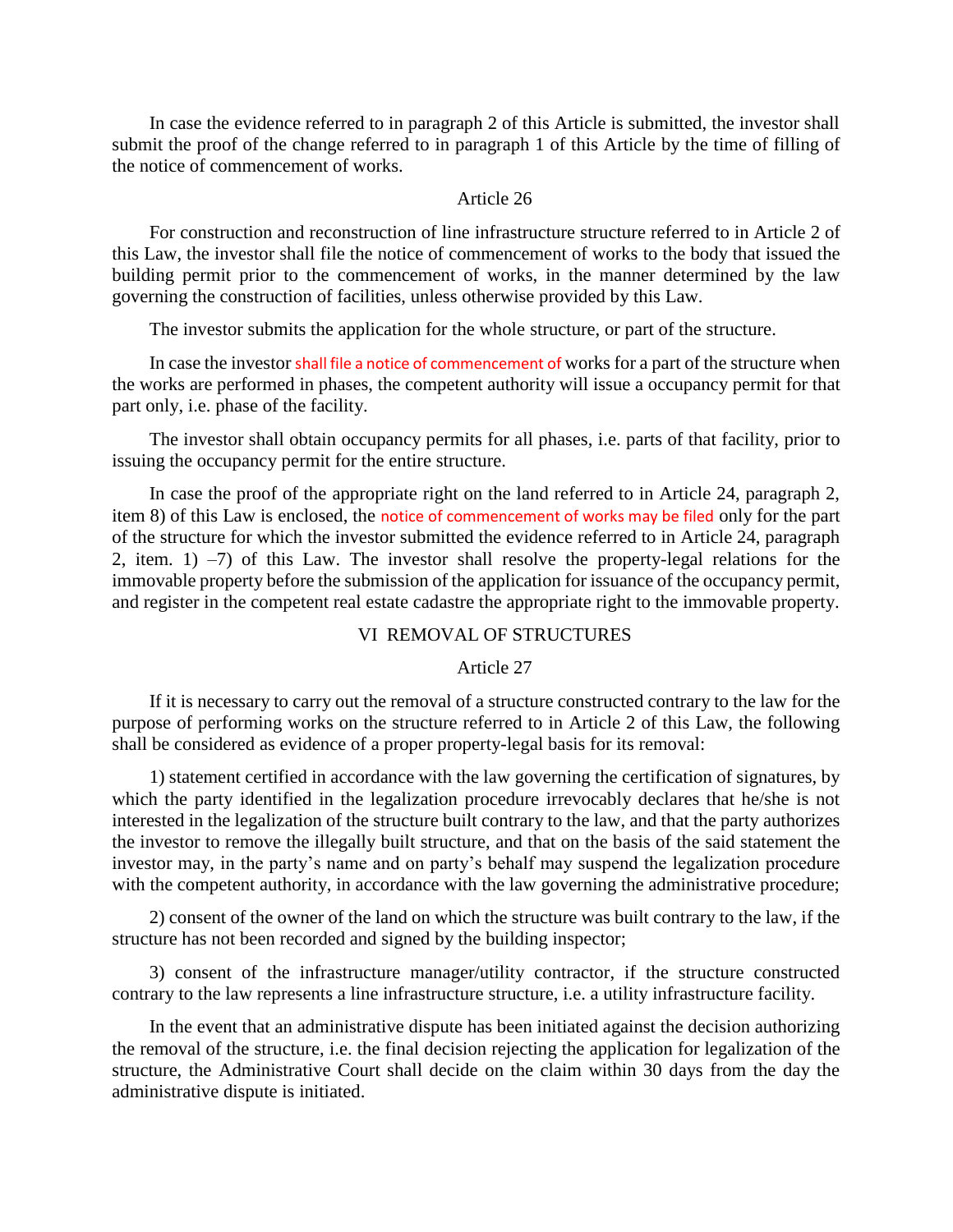In case the evidence referred to in paragraph 2 of this Article is submitted, the investor shall submit the proof of the change referred to in paragraph 1 of this Article by the time of filling of the notice of commencement of works.

Article 26

For construction and reconstruction of line infrastructure structure referred to in Article 2 of this Law, the investor shall file the notice of commencement of works to the body that issued the building permit prior to the commencement of works, in the manner determined by the law governing the construction of facilities, unless otherwise provided by this Law.

The investor submits the application for the whole structure, or part of the structure.

In case the investor shall file a notice of commencement of works for a part of the structure when the works are performed in phases, the competent authority will issue a occupancy permit for that part only, i.e. phase of the facility.

The investor shall obtain occupancy permits for all phases, i.e. parts of that facility, prior to issuing the occupancy permit for the entire structure.

In case the proof of the appropriate right on the land referred to in Article 24, paragraph 2, item 8) of this Law is enclosed, the notice of commencement of works may be filed only for the part of the structure for which the investor submitted the evidence referred to in Article 24, paragraph 2, item. 1) –7) of this Law. The investor shall resolve the property-legal relations for the immovable property before the submission of the application for issuance of the occupancy permit, and register in the competent real estate cadastre the appropriate right to the immovable property.

VI REMOVAL OF STRUCTURES

Article 27

If it is necessary to carry out the removal of a structure constructed contrary to the law for the purpose of performing works on the structure referred to in Article 2 of this Law, the following shall be considered as evidence of a proper property-legal basis for its removal:

1) statement certified in accordance with the law governing the certification of signatures, by which the party identified in the legalization procedure irrevocably declares that he/she is not interested in the legalization of the structure built contrary to the law, and that the party authorizes the investor to remove the illegally built structure, and that on the basis of the said statement the investor may, in the party's name and on party's behalf may suspend the legalization procedure with the competent authority, in accordance with the law governing the administrative procedure;

2) consent of the owner of the land on which the structure was built contrary to the law, if the structure has not been recorded and signed by the building inspector;

3) consent of the infrastructure manager/utility contractor, if the structure constructed contrary to the law represents a line infrastructure structure, i.e. a utility infrastructure facility.

In the event that an administrative dispute has been initiated against the decision authorizing the removal of the structure, i.e. the final decision rejecting the application for legalization of the structure, the Administrative Court shall decide on the claim within 30 days from the day the administrative dispute is initiated.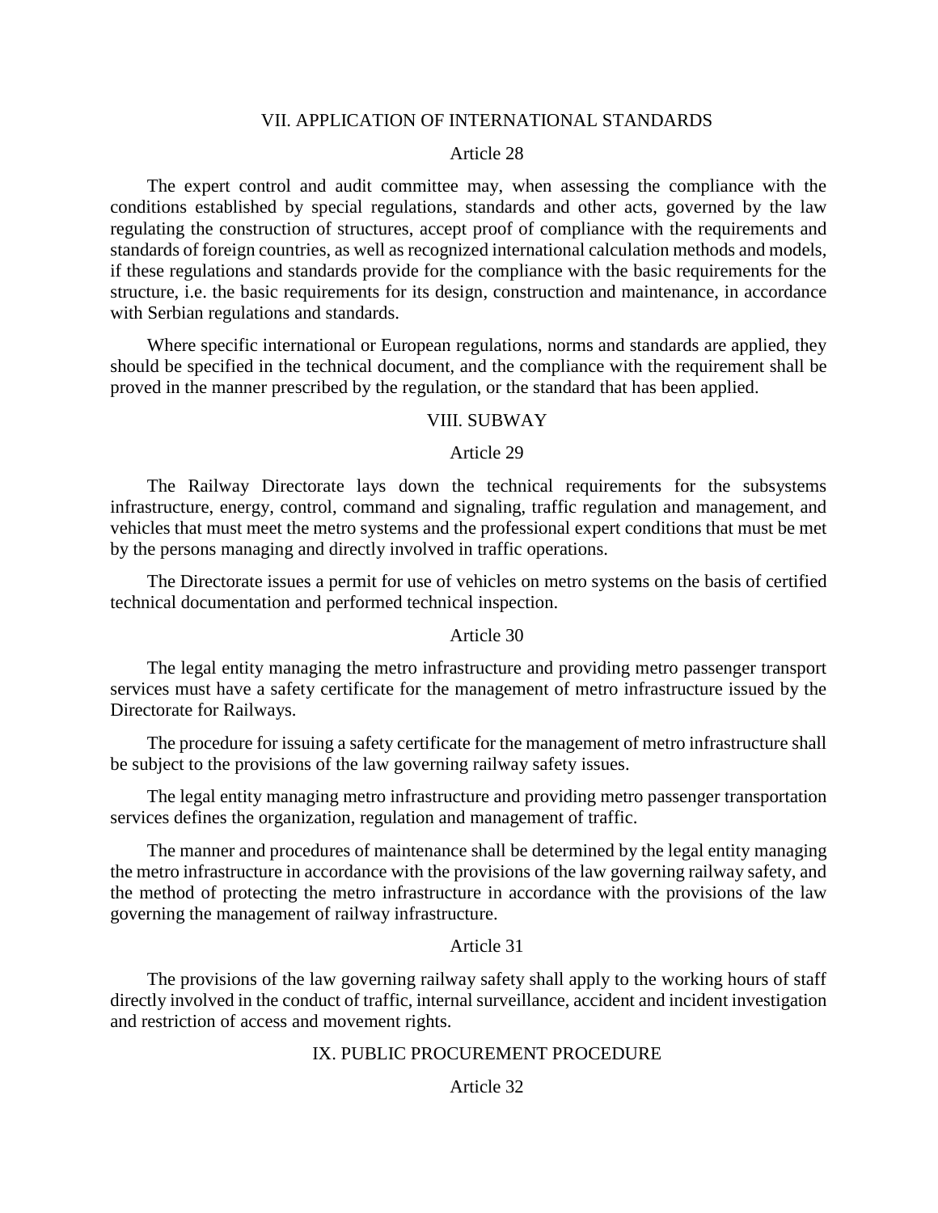## VII. APPLICATION OF INTERNATIONAL STANDARDS

### Article 28

The expert control and audit committee may, when assessing the compliance with the conditions established by special regulations, standards and other acts, governed by the law regulating the construction of structures, accept proof of compliance with the requirements and standards of foreign countries, as well as recognized international calculation methods and models, if these regulations and standards provide for the compliance with the basic requirements for the structure, i.e. the basic requirements for its design, construction and maintenance, in accordance with Serbian regulations and standards.

Where specific international or European regulations, norms and standards are applied, they should be specified in the technical document, and the compliance with the requirement shall be proved in the manner prescribed by the regulation, or the standard that has been applied.

## VIII. SUBWAY

### Article 29

The Railway Directorate lays down the technical requirements for the subsystems infrastructure, energy, control, command and signaling, traffic regulation and management, and vehicles that must meet the metro systems and the professional expert conditions that must be met by the persons managing and directly involved in traffic operations.

The Directorate issues a permit for use of vehicles on metro systems on the basis of certified technical documentation and performed technical inspection.

### Article 30

The legal entity managing the metro infrastructure and providing metro passenger transport services must have a safety certificate for the management of metro infrastructure issued by the Directorate for Railways.

The procedure for issuing a safety certificate for the management of metro infrastructure shall be subject to the provisions of the law governing railway safety issues.

The legal entity managing metro infrastructure and providing metro passenger transportation services defines the organization, regulation and management of traffic.

The manner and procedures of maintenance shall be determined by the legal entity managing the metro infrastructure in accordance with the provisions of the law governing railway safety, and the method of protecting the metro infrastructure in accordance with the provisions of the law governing the management of railway infrastructure.

### Article 31

The provisions of the law governing railway safety shall apply to the working hours of staff directly involved in the conduct of traffic, internal surveillance, accident and incident investigation and restriction of access and movement rights.

## IX. PUBLIC PROCUREMENT PROCEDURE

### Article 32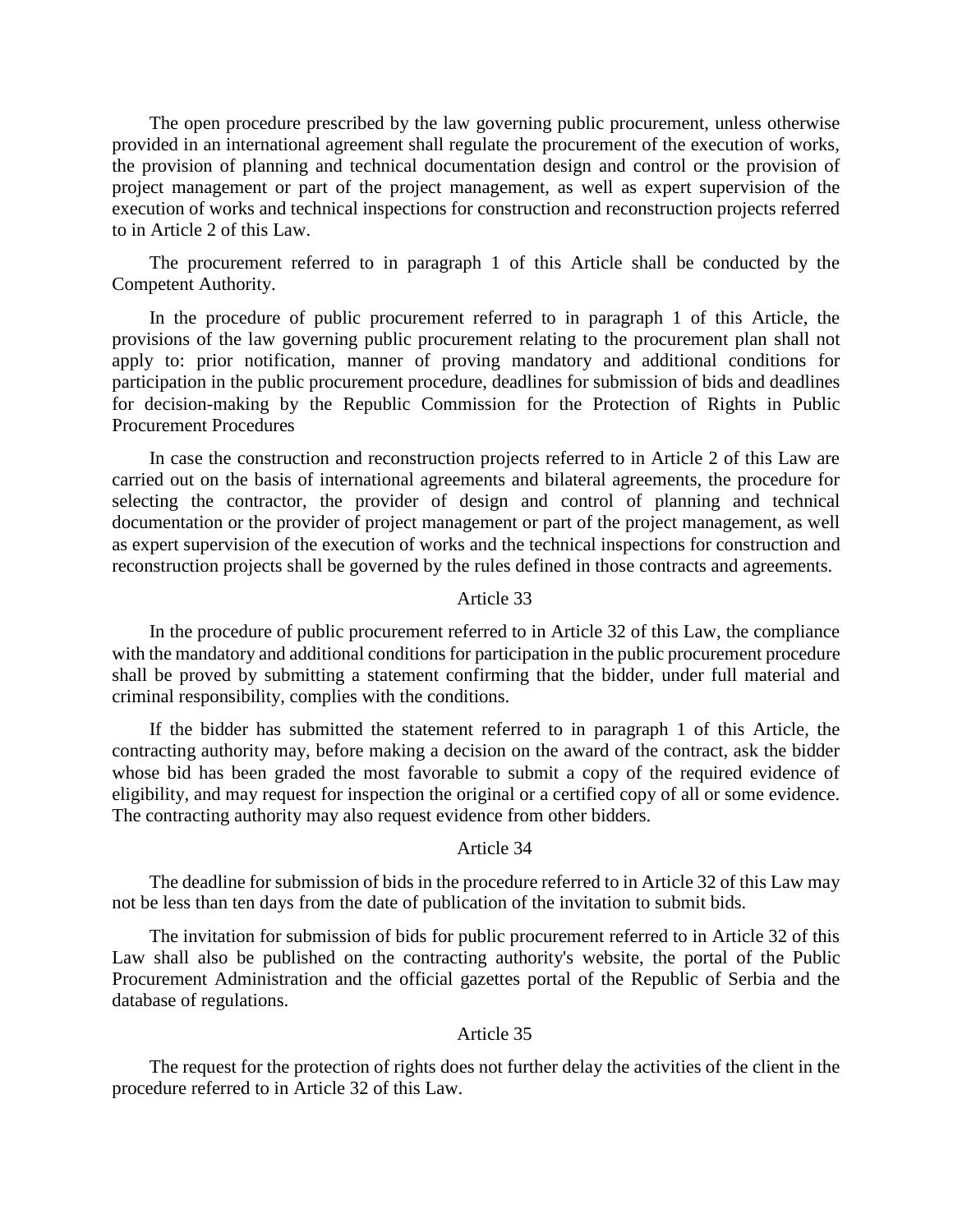The open procedure prescribed by the law governing public procurement, unless otherwise provided in an international agreement shall regulate the procurement of the execution of works, the provision of planning and technical documentation design and control or the provision of project management or part of the project management, as well as expert supervision of the execution of works and technical inspections for construction and reconstruction projects referred to in Article 2 of this Law.

The procurement referred to in paragraph 1 of this Article shall be conducted by the Competent Authority.

In the procedure of public procurement referred to in paragraph 1 of this Article, the provisions of the law governing public procurement relating to the procurement plan shall not apply to: prior notification, manner of proving mandatory and additional conditions for participation in the public procurement procedure, deadlines for submission of bids and deadlines for decision-making by the Republic Commission for the Protection of Rights in Public Procurement Procedures

In case the construction and reconstruction projects referred to in Article 2 of this Law are carried out on the basis of international agreements and bilateral agreements, the procedure for selecting the contractor, the provider of design and control of planning and technical documentation or the provider of project management or part of the project management, as well as expert supervision of the execution of works and the technical inspections for construction and reconstruction projects shall be governed by the rules defined in those contracts and agreements.

Article 33

In the procedure of public procurement referred to in Article 32 of this Law, the compliance with the mandatory and additional conditions for participation in the public procurement procedure shall be proved by submitting a statement confirming that the bidder, under full material and criminal responsibility, complies with the conditions.

If the bidder has submitted the statement referred to in paragraph 1 of this Article, the contracting authority may, before making a decision on the award of the contract, ask the bidder whose bid has been graded the most favorable to submit a copy of the required evidence of eligibility, and may request for inspection the original or a certified copy of all or some evidence. The contracting authority may also request evidence from other bidders.

Article 34

The deadline for submission of bids in the procedure referred to in Article 32 of this Law may not be less than ten days from the date of publication of the invitation to submit bids.

The invitation for submission of bids for public procurement referred to in Article 32 of this Law shall also be published on the contracting authority's website, the portal of the Public Procurement Administration and the official gazettes portal of the Republic of Serbia and the database of regulations.

Article 35

The request for the protection of rights does not further delay the activities of the client in the procedure referred to in Article 32 of this Law.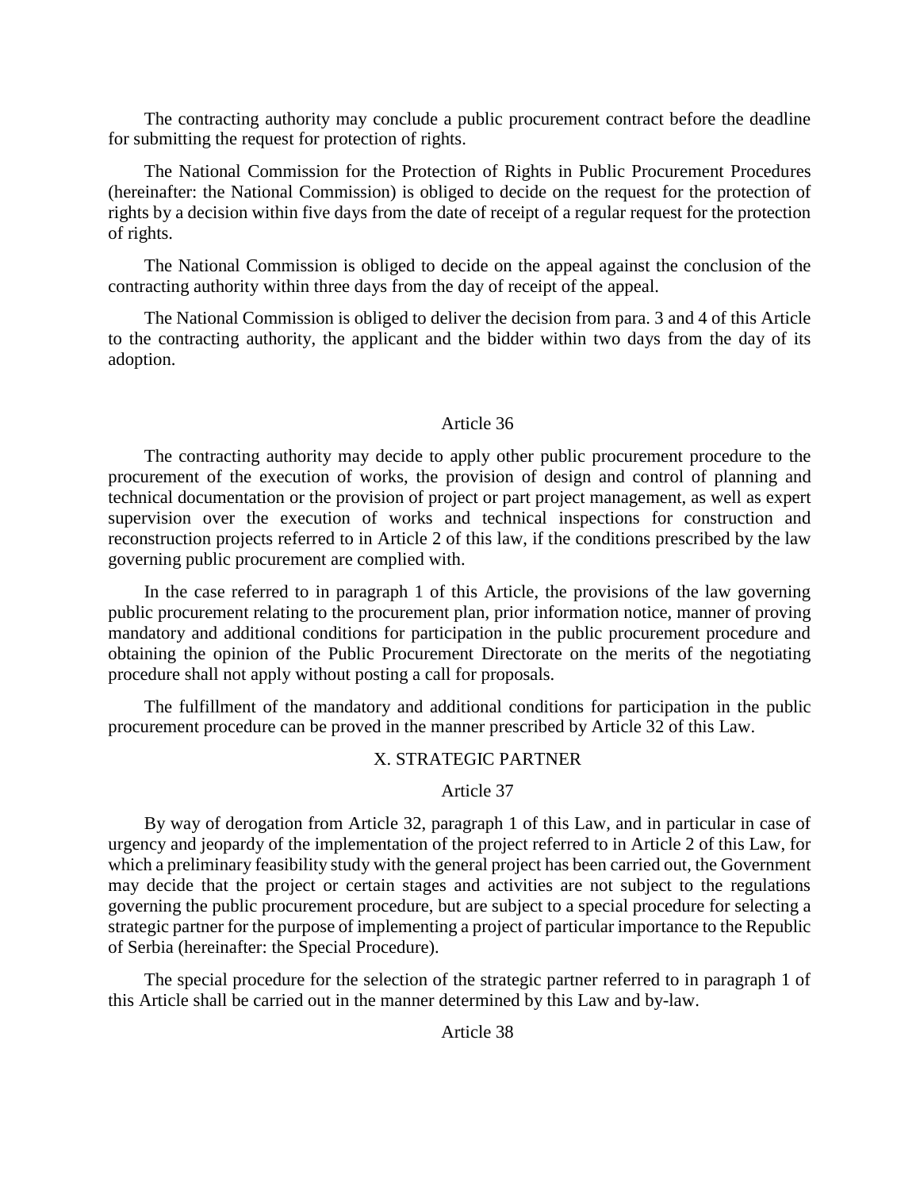The contracting authority may conclude a public procurement contract before the deadline for submitting the request for protection of rights.

The National Commission for the Protection of Rights in Public Procurement Procedures (hereinafter: the National Commission) is obliged to decide on the request for the protection of rights by a decision within five days from the date of receipt of a regular request for the protection of rights.

The National Commission is obliged to decide on the appeal against the conclusion of the contracting authority within three days from the day of receipt of the appeal.

The National Commission is obliged to deliver the decision from para. 3 and 4 of this Article to the contracting authority, the applicant and the bidder within two days from the day of its adoption.

### Article 36

The contracting authority may decide to apply other public procurement procedure to the procurement of the execution of works, the provision of design and control of planning and technical documentation or the provision of project or part project management, as well as expert supervision over the execution of works and technical inspections for construction and reconstruction projects referred to in Article 2 of this law, if the conditions prescribed by the law governing public procurement are complied with.

In the case referred to in paragraph 1 of this Article, the provisions of the law governing public procurement relating to the procurement plan, prior information notice, manner of proving mandatory and additional conditions for participation in the public procurement procedure and obtaining the opinion of the Public Procurement Directorate on the merits of the negotiating procedure shall not apply without posting a call for proposals.

The fulfillment of the mandatory and additional conditions for participation in the public procurement procedure can be proved in the manner prescribed by Article 32 of this Law.

## X. STRATEGIC PARTNER

### Article 37

By way of derogation from Article 32, paragraph 1 of this Law, and in particular in case of urgency and jeopardy of the implementation of the project referred to in Article 2 of this Law, for which a preliminary feasibility study with the general project has been carried out, the Government may decide that the project or certain stages and activities are not subject to the regulations governing the public procurement procedure, but are subject to a special procedure for selecting a strategic partner for the purpose of implementing a project of particular importance to the Republic of Serbia (hereinafter: the Special Procedure).

The special procedure for the selection of the strategic partner referred to in paragraph 1 of this Article shall be carried out in the manner determined by this Law and by-law.

### Article 38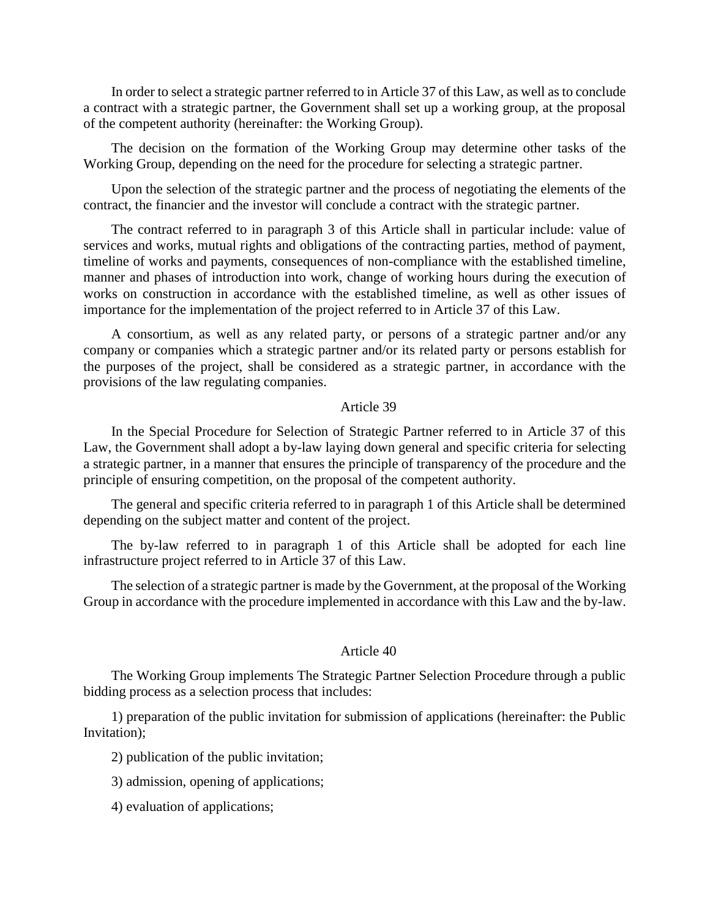In order to select a strategic partner referred to in Article 37 of this Law, as well as to conclude a contract with a strategic partner, the Government shall set up a working group, at the proposal of the competent authority (hereinafter: the Working Group).

The decision on the formation of the Working Group may determine other tasks of the Working Group, depending on the need for the procedure for selecting a strategic partner.

Upon the selection of the strategic partner and the process of negotiating the elements of the contract, the financier and the investor will conclude a contract with the strategic partner.

The contract referred to in paragraph 3 of this Article shall in particular include: value of services and works, mutual rights and obligations of the contracting parties, method of payment, timeline of works and payments, consequences of non-compliance with the established timeline, manner and phases of introduction into work, change of working hours during the execution of works on construction in accordance with the established timeline, as well as other issues of importance for the implementation of the project referred to in Article 37 of this Law.

A consortium, as well as any related party, or persons of a strategic partner and/or any company or companies which a strategic partner and/or its related party or persons establish for the purposes of the project, shall be considered as a strategic partner, in accordance with the provisions of the law regulating companies.

### Article 39

In the Special Procedure for Selection of Strategic Partner referred to in Article 37 of this Law, the Government shall adopt a by-law laying down general and specific criteria for selecting a strategic partner, in a manner that ensures the principle of transparency of the procedure and the principle of ensuring competition, on the proposal of the competent authority.

The general and specific criteria referred to in paragraph 1 of this Article shall be determined depending on the subject matter and content of the project.

The by-law referred to in paragraph 1 of this Article shall be adopted for each line infrastructure project referred to in Article 37 of this Law.

The selection of a strategic partner is made by the Government, at the proposal of the Working Group in accordance with the procedure implemented in accordance with this Law and the by-law.

### Article 40

The Working Group implements The Strategic Partner Selection Procedure through a public bidding process as a selection process that includes:

1) preparation of the public invitation for submission of applications (hereinafter: the Public Invitation);

2) publication of the public invitation;

3) admission, opening of applications;

4) evaluation of applications;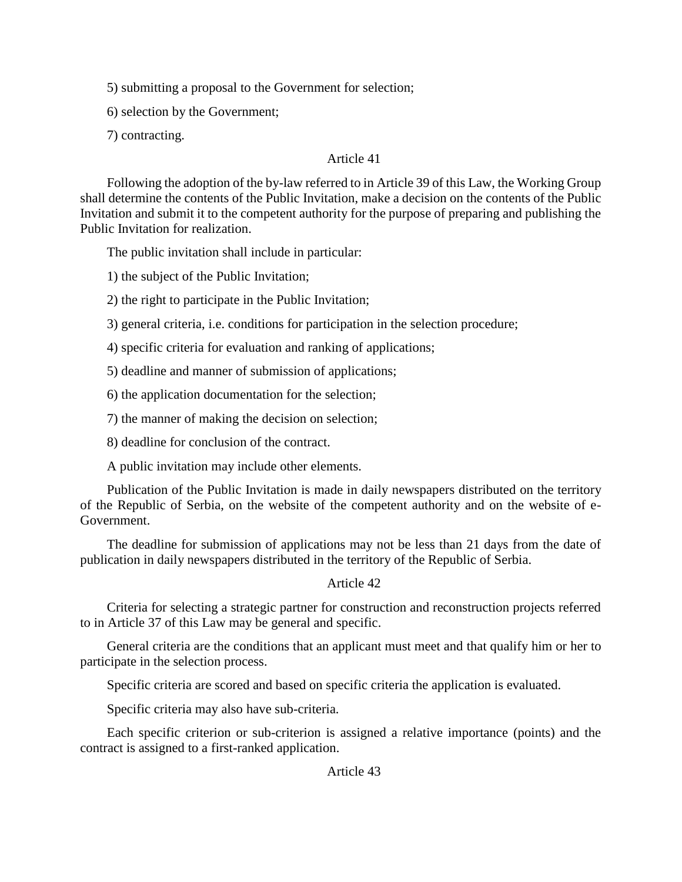5) submitting a proposal to the Government for selection;

6) selection by the Government;

7) contracting.

### Article 41

Following the adoption of the by-law referred to in Article 39 of this Law, the Working Group shall determine the contents of the Public Invitation, make a decision on the contents of the Public Invitation and submit it to the competent authority for the purpose of preparing and publishing the Public Invitation for realization.

The public invitation shall include in particular:

1) the subject of the Public Invitation;

2) the right to participate in the Public Invitation;

3) general criteria, i.e. conditions for participation in the selection procedure;

4) specific criteria for evaluation and ranking of applications;

5) deadline and manner of submission of applications;

6) the application documentation for the selection;

7) the manner of making the decision on selection;

8) deadline for conclusion of the contract.

A public invitation may include other elements.

Publication of the Public Invitation is made in daily newspapers distributed on the territory of the Republic of Serbia, on the website of the competent authority and on the website of e-Government.

The deadline for submission of applications may not be less than 21 days from the date of publication in daily newspapers distributed in the territory of the Republic of Serbia.

### Article 42

Criteria for selecting a strategic partner for construction and reconstruction projects referred to in Article 37 of this Law may be general and specific.

General criteria are the conditions that an applicant must meet and that qualify him or her to participate in the selection process.

Specific criteria are scored and based on specific criteria the application is evaluated.

Specific criteria may also have sub-criteria.

Each specific criterion or sub-criterion is assigned a relative importance (points) and the contract is assigned to a first-ranked application.

### Article 43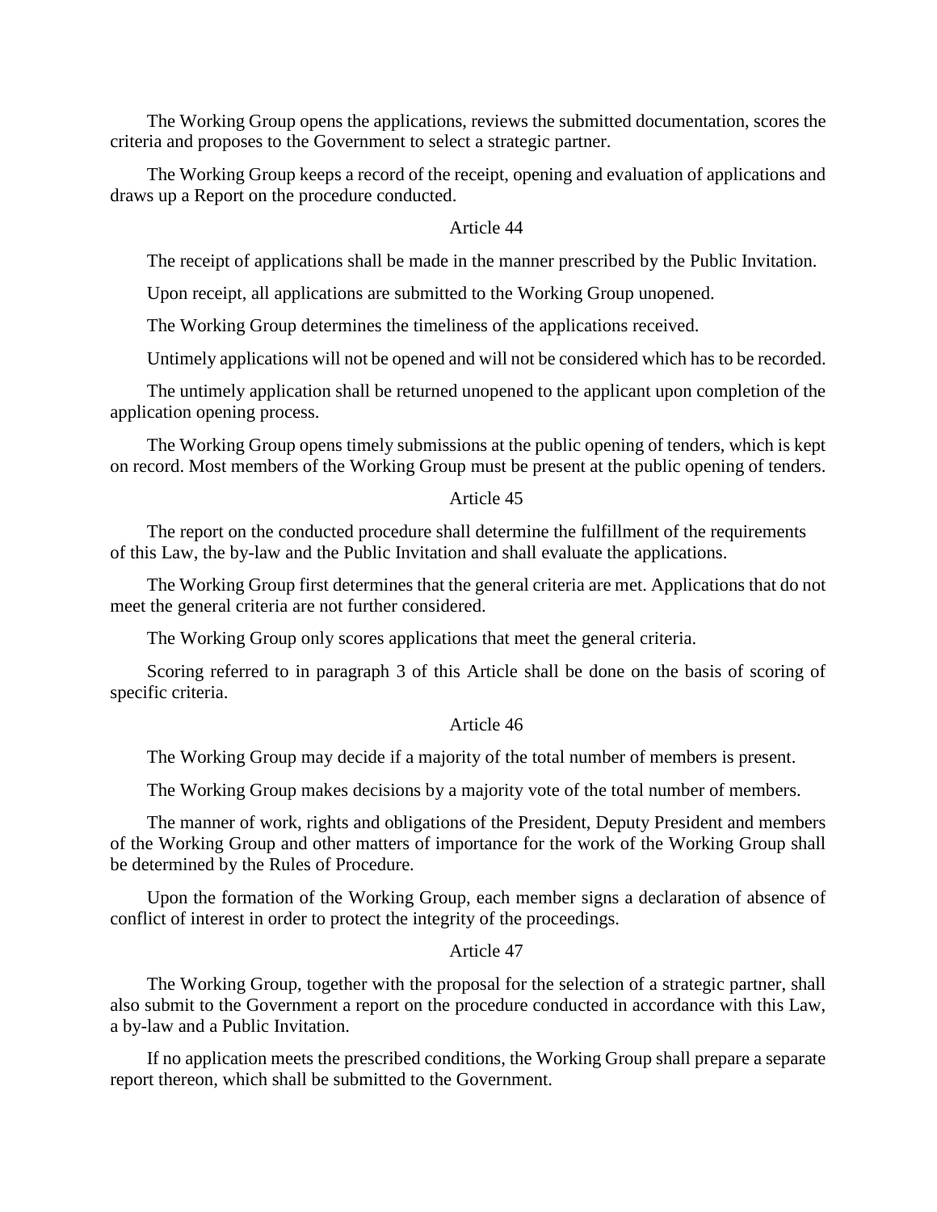The Working Group opens the applications, reviews the submitted documentation, scores the criteria and proposes to the Government to select a strategic partner.

The Working Group keeps a record of the receipt, opening and evaluation of applications and draws up a Report on the procedure conducted.

Article 44

The receipt of applications shall be made in the manner prescribed by the Public Invitation.

Upon receipt, all applications are submitted to the Working Group unopened.

The Working Group determines the timeliness of the applications received.

Untimely applications will not be opened and will not be considered which has to be recorded.

The untimely application shall be returned unopened to the applicant upon completion of the application opening process.

The Working Group opens timely submissions at the public opening of tenders, which is kept on record. Most members of the Working Group must be present at the public opening of tenders.

Article 45

The report on the conducted procedure shall determine the fulfillment of the requirements of this Law, the by-law and the Public Invitation and shall evaluate the applications.

The Working Group first determines that the general criteria are met. Applications that do not meet the general criteria are not further considered.

The Working Group only scores applications that meet the general criteria.

Scoring referred to in paragraph 3 of this Article shall be done on the basis of scoring of specific criteria.

Article 46

The Working Group may decide if a majority of the total number of members is present.

The Working Group makes decisions by a majority vote of the total number of members.

The manner of work, rights and obligations of the President, Deputy President and members of the Working Group and other matters of importance for the work of the Working Group shall be determined by the Rules of Procedure.

Upon the formation of the Working Group, each member signs a declaration of absence of conflict of interest in order to protect the integrity of the proceedings.

Article 47

The Working Group, together with the proposal for the selection of a strategic partner, shall also submit to the Government a report on the procedure conducted in accordance with this Law, a by-law and a Public Invitation.

If no application meets the prescribed conditions, the Working Group shall prepare a separate report thereon, which shall be submitted to the Government.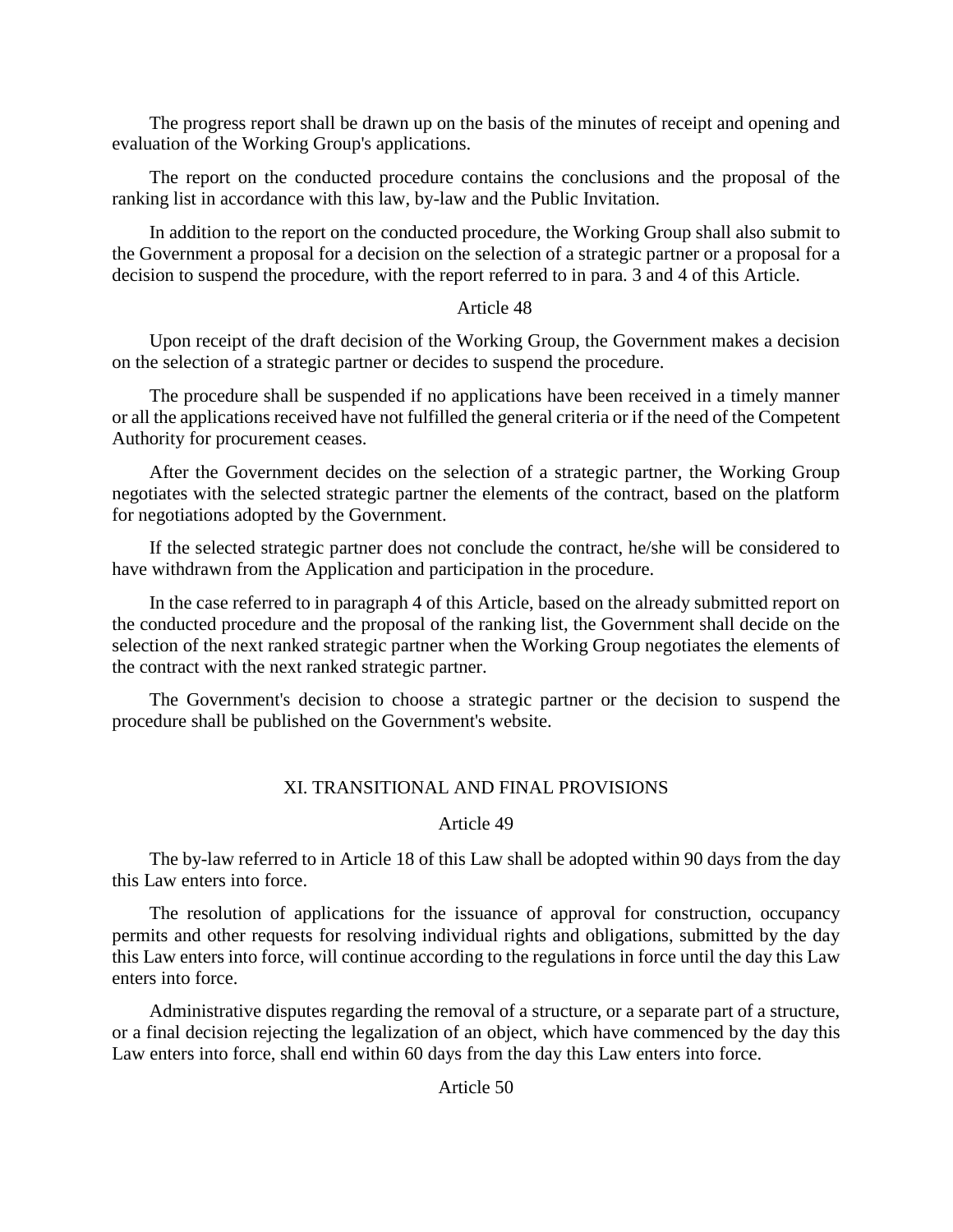The progress report shall be drawn up on the basis of the minutes of receipt and opening and evaluation of the Working Group's applications.

The report on the conducted procedure contains the conclusions and the proposal of the ranking list in accordance with this law, by-law and the Public Invitation.

In addition to the report on the conducted procedure, the Working Group shall also submit to the Government a proposal for a decision on the selection of a strategic partner or a proposal for a decision to suspend the procedure, with the report referred to in para. 3 and 4 of this Article.

Article 48

Upon receipt of the draft decision of the Working Group, the Government makes a decision on the selection of a strategic partner or decides to suspend the procedure.

The procedure shall be suspended if no applications have been received in a timely manner or all the applications received have not fulfilled the general criteria or if the need of the Competent Authority for procurement ceases.

After the Government decides on the selection of a strategic partner, the Working Group negotiates with the selected strategic partner the elements of the contract, based on the platform for negotiations adopted by the Government.

If the selected strategic partner does not conclude the contract, he/she will be considered to have withdrawn from the Application and participation in the procedure.

In the case referred to in paragraph 4 of this Article, based on the already submitted report on the conducted procedure and the proposal of the ranking list, the Government shall decide on the selection of the next ranked strategic partner when the Working Group negotiates the elements of the contract with the next ranked strategic partner.

The Government's decision to choose a strategic partner or the decision to suspend the procedure shall be published on the Government's website.

## XI. TRANSITIONAL AND FINAL PROVISIONS

Article 49

The by-law referred to in Article 18 of this Law shall be adopted within 90 days from the day this Law enters into force.

The resolution of applications for the issuance of approval for construction, occupancy permits and other requests for resolving individual rights and obligations, submitted by the day this Law enters into force, will continue according to the regulations in force until the day this Law enters into force.

Administrative disputes regarding the removal of a structure, or a separate part of a structure, or a final decision rejecting the legalization of an object, which have commenced by the day this Law enters into force, shall end within 60 days from the day this Law enters into force.

Article 50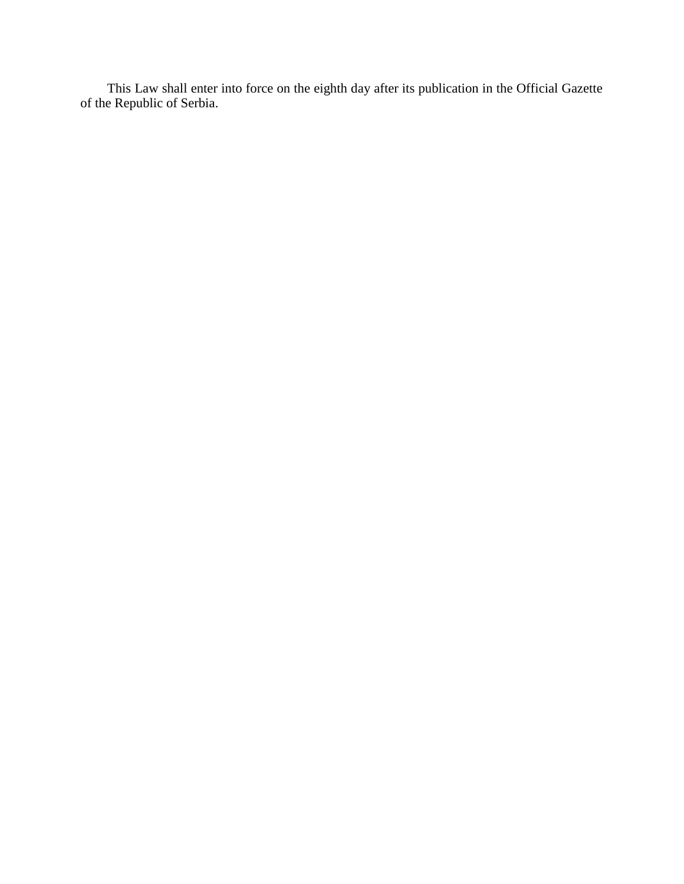This Law shall enter into force on the eighth day after its publication in the Official Gazette of the Republic of Serbia.